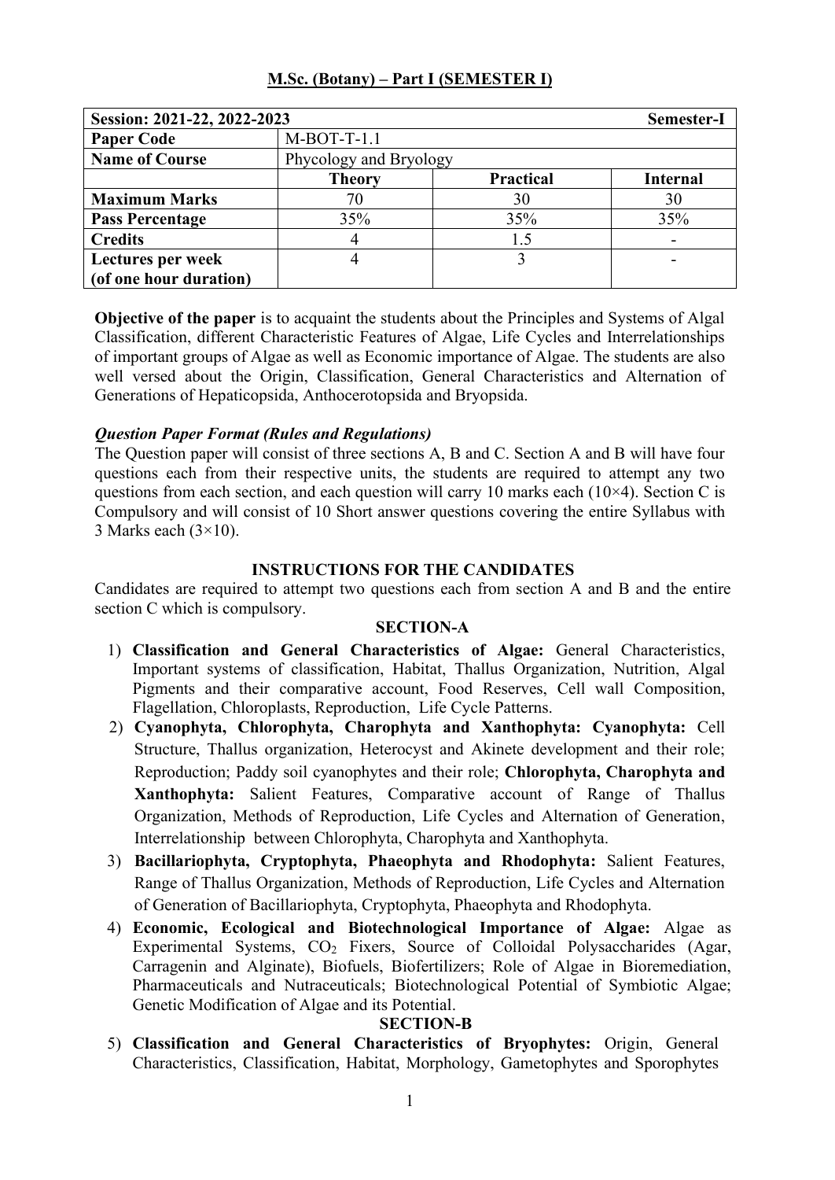## M.Sc. (Botany) – Part I (SEMESTER I)

| Session: 2021-22, 2022-2023 | | | Semester-I |
|---|---|---|---|
| **Paper Code** | M-BOT-T-1.1 | | |
| **Name of Course** | Phycology and Bryology | | |
| | **Theory** | **Practical** | **Internal** |
| **Maximum Marks** | 70 | 30 | 30 |
| **Pass Percentage** | 35% | 35% | 35% |
| **Credits** | 4 | 1.5 | - |
| **Lectures per week (of one hour duration)** | 4 | 3 | - |

**Objective of the paper** is to acquaint the students about the Principles and Systems of Algal Classification, different Characteristic Features of Algae, Life Cycles and Interrelationships of important groups of Algae as well as Economic importance of Algae. The students are also well versed about the Origin, Classification, General Characteristics and Alternation of Generations of Hepaticopsida, Anthocerotopsida and Bryopsida.

***Question Paper Format (Rules and Regulations)***

The Question paper will consist of three sections A, B and C. Section A and B will have four questions each from their respective units, the students are required to attempt any two questions from each section, and each question will carry 10 marks each (10×4). Section C is Compulsory and will consist of 10 Short answer questions covering the entire Syllabus with 3 Marks each (3×10).

### INSTRUCTIONS FOR THE CANDIDATES

Candidates are required to attempt two questions each from section A and B and the entire section C which is compulsory.

### SECTION-A

1) **Classification and General Characteristics of Algae:** General Characteristics, Important systems of classification, Habitat, Thallus Organization, Nutrition, Algal Pigments and their comparative account, Food Reserves, Cell wall Composition, Flagellation, Chloroplasts, Reproduction, Life Cycle Patterns.
2) **Cyanophyta, Chlorophyta, Charophyta and Xanthophyta: Cyanophyta:** Cell Structure, Thallus organization, Heterocyst and Akinete development and their role; Reproduction; Paddy soil cyanophytes and their role; **Chlorophyta, Charophyta and Xanthophyta:** Salient Features, Comparative account of Range of Thallus Organization, Methods of Reproduction, Life Cycles and Alternation of Generation, Interrelationship between Chlorophyta, Charophyta and Xanthophyta.
3) **Bacillariophyta, Cryptophyta, Phaeophyta and Rhodophyta:** Salient Features, Range of Thallus Organization, Methods of Reproduction, Life Cycles and Alternation of Generation of Bacillariophyta, Cryptophyta, Phaeophyta and Rhodophyta.
4) **Economic, Ecological and Biotechnological Importance of Algae:** Algae as Experimental Systems, $CO_2$ Fixers, Source of Colloidal Polysaccharides (Agar, Carragenin and Alginate), Biofuels, Biofertilizers; Role of Algae in Bioremediation, Pharmaceuticals and Nutraceuticals; Biotechnological Potential of Symbiotic Algae; Genetic Modification of Algae and its Potential.

### SECTION-B

5) **Classification and General Characteristics of Bryophytes:** Origin, General Characteristics, Classification, Habitat, Morphology, Gametophytes and Sporophytes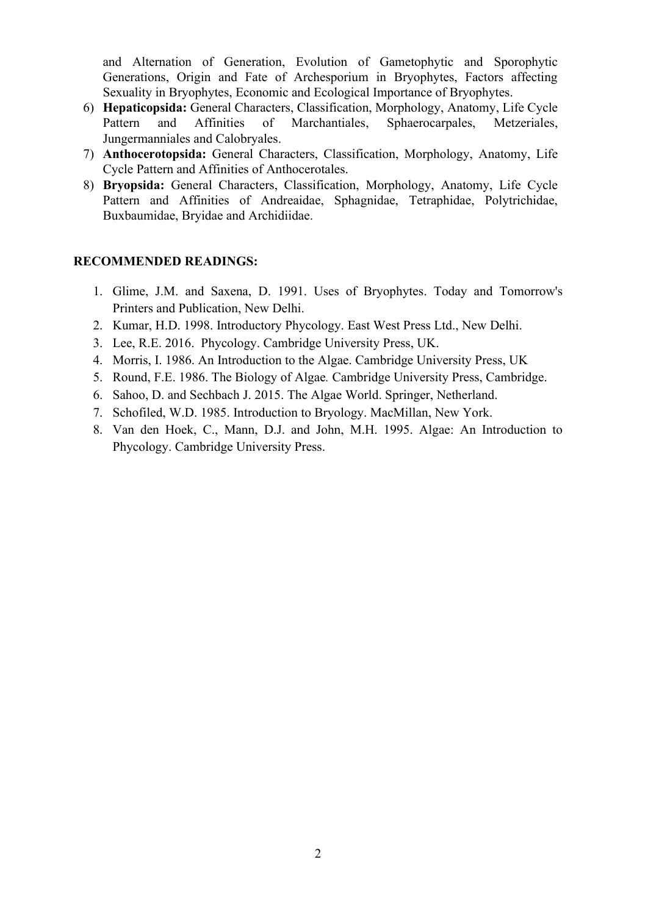and Alternation of Generation, Evolution of Gametophytic and Sporophytic Generations, Origin and Fate of Archesporium in Bryophytes, Factors affecting Sexuality in Bryophytes, Economic and Ecological Importance of Bryophytes.

6) **Hepaticopsida:** General Characters, Classification, Morphology, Anatomy, Life Cycle Pattern and Affinities of Marchantiales, Sphaerocarpales, Metzeriales, Jungermanniales and Calobryales.
7) **Anthocerotopsida:** General Characters, Classification, Morphology, Anatomy, Life Cycle Pattern and Affinities of Anthocerotales.
8) **Bryopsida:** General Characters, Classification, Morphology, Anatomy, Life Cycle Pattern and Affinities of Andreaidae, Sphagnidae, Tetraphidae, Polytrichidae, Buxbaumidae, Bryidae and Archidiidae.

**RECOMMENDED READINGS:**

1. Glime, J.M. and Saxena, D. 1991. Uses of Bryophytes. Today and Tomorrow's Printers and Publication, New Delhi.
2. Kumar, H.D. 1998. Introductory Phycology. East West Press Ltd., New Delhi.
3. Lee, R.E. 2016. Phycology. Cambridge University Press, UK.
4. Morris, I. 1986. An Introduction to the Algae. Cambridge University Press, UK
5. Round, F.E. 1986. The Biology of Algae. Cambridge University Press, Cambridge.
6. Sahoo, D. and Sechbach J. 2015. The Algae World. Springer, Netherland.
7. Schofiled, W.D. 1985. Introduction to Bryology. MacMillan, New York.
8. Van den Hoek, C., Mann, D.J. and John, M.H. 1995. Algae: An Introduction to Phycology. Cambridge University Press.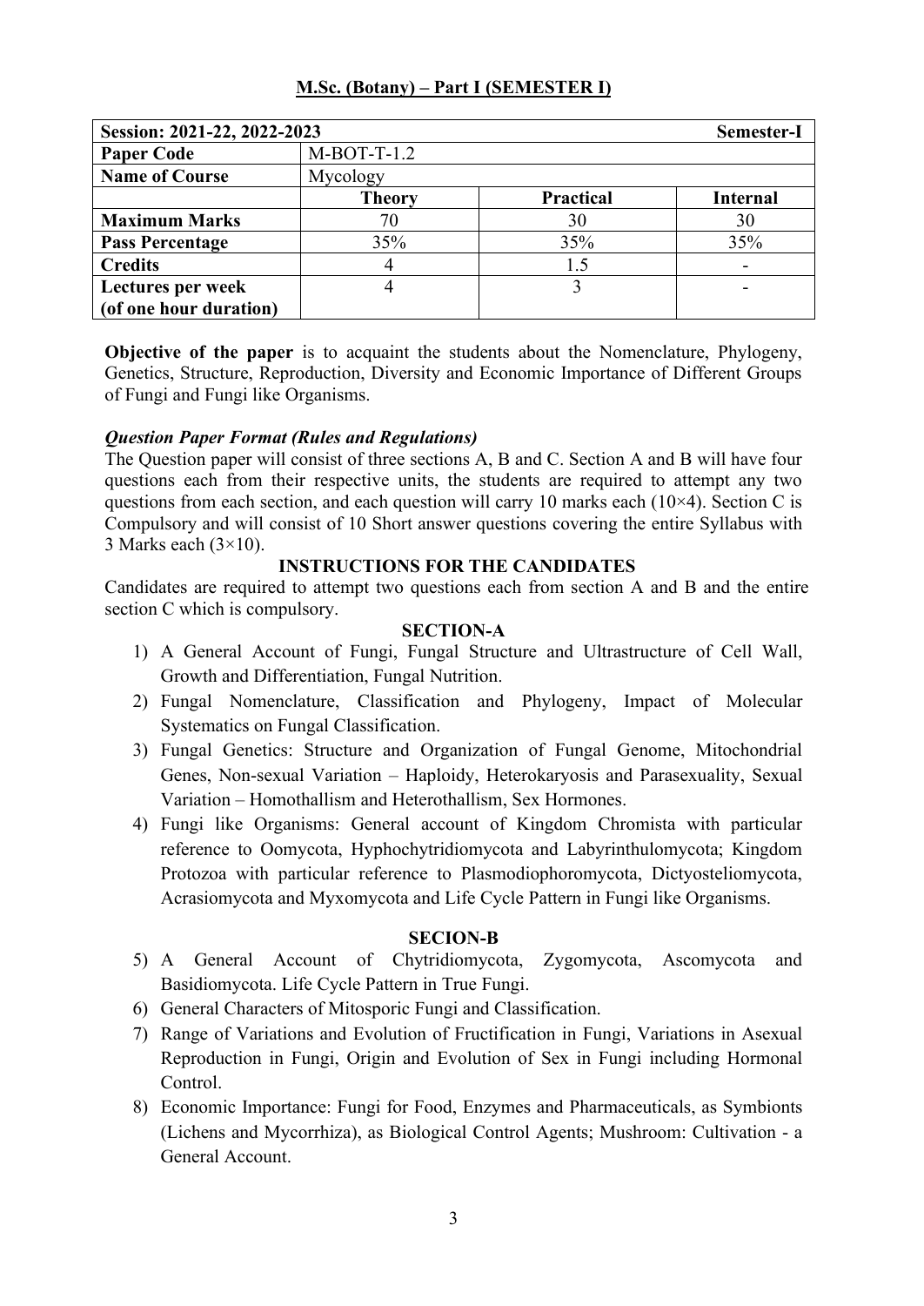## M.Sc. (Botany) – Part I (SEMESTER I)

| Session: 2021-22, 2022-2023 | | | Semester-I |
|---|---|---|---|
| **Paper Code** | M-BOT-T-1.2 | | |
| **Name of Course** | Mycology | | |
| | **Theory** | **Practical** | **Internal** |
| **Maximum Marks** | 70 | 30 | 30 |
| **Pass Percentage** | 35% | 35% | 35% |
| **Credits** | 4 | 1.5 | - |
| **Lectures per week (of one hour duration)** | 4 | 3 | - |

**Objective of the paper** is to acquaint the students about the Nomenclature, Phylogeny, Genetics, Structure, Reproduction, Diversity and Economic Importance of Different Groups of Fungi and Fungi like Organisms.

***Question Paper Format (Rules and Regulations)***

The Question paper will consist of three sections A, B and C. Section A and B will have four questions each from their respective units, the students are required to attempt any two questions from each section, and each question will carry 10 marks each (10×4). Section C is Compulsory and will consist of 10 Short answer questions covering the entire Syllabus with 3 Marks each (3×10).

**INSTRUCTIONS FOR THE CANDIDATES**

Candidates are required to attempt two questions each from section A and B and the entire section C which is compulsory.

**SECTION-A**

1) A General Account of Fungi, Fungal Structure and Ultrastructure of Cell Wall, Growth and Differentiation, Fungal Nutrition.
2) Fungal Nomenclature, Classification and Phylogeny, Impact of Molecular Systematics on Fungal Classification.
3) Fungal Genetics: Structure and Organization of Fungal Genome, Mitochondrial Genes, Non-sexual Variation – Haploidy, Heterokaryosis and Parasexuality, Sexual Variation – Homothallism and Heterothallism, Sex Hormones.
4) Fungi like Organisms: General account of Kingdom Chromista with particular reference to Oomycota, Hyphochytridiomycota and Labyrinthulomycota; Kingdom Protozoa with particular reference to Plasmodiophoromycota, Dictyosteliomycota, Acrasiomycota and Myxomycota and Life Cycle Pattern in Fungi like Organisms.

**SECION-B**

5) A General Account of Chytridiomycota, Zygomycota, Ascomycota and Basidiomycota. Life Cycle Pattern in True Fungi.
6) General Characters of Mitosporic Fungi and Classification.
7) Range of Variations and Evolution of Fructification in Fungi, Variations in Asexual Reproduction in Fungi, Origin and Evolution of Sex in Fungi including Hormonal Control.
8) Economic Importance: Fungi for Food, Enzymes and Pharmaceuticals, as Symbionts (Lichens and Mycorrhiza), as Biological Control Agents; Mushroom: Cultivation - a General Account.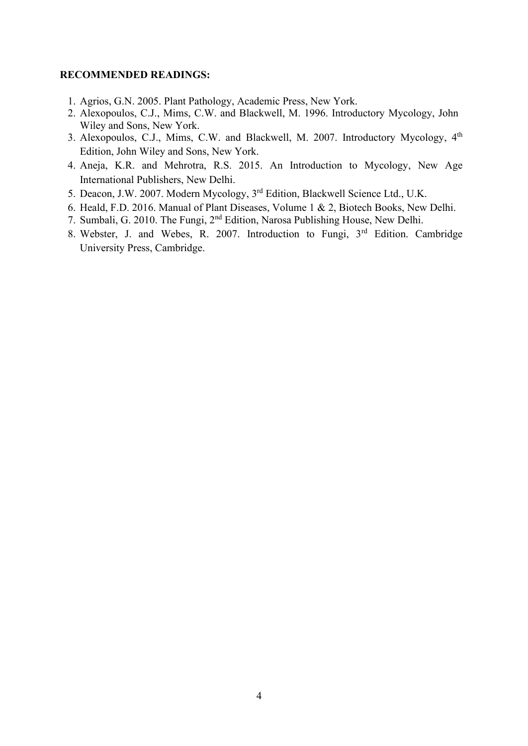**RECOMMENDED READINGS:**

1. Agrios, G.N. 2005. Plant Pathology, Academic Press, New York.
2. Alexopoulos, C.J., Mims, C.W. and Blackwell, M. 1996. Introductory Mycology, John Wiley and Sons, New York.
3. Alexopoulos, C.J., Mims, C.W. and Blackwell, M. 2007. Introductory Mycology, 4th Edition, John Wiley and Sons, New York.
4. Aneja, K.R. and Mehrotra, R.S. 2015. An Introduction to Mycology, New Age International Publishers, New Delhi.
5. Deacon, J.W. 2007. Modern Mycology, 3rd Edition, Blackwell Science Ltd., U.K.
6. Heald, F.D. 2016. Manual of Plant Diseases, Volume 1 & 2, Biotech Books, New Delhi.
7. Sumbali, G. 2010. The Fungi, 2nd Edition, Narosa Publishing House, New Delhi.
8. Webster, J. and Webes, R. 2007. Introduction to Fungi, 3rd Edition. Cambridge University Press, Cambridge.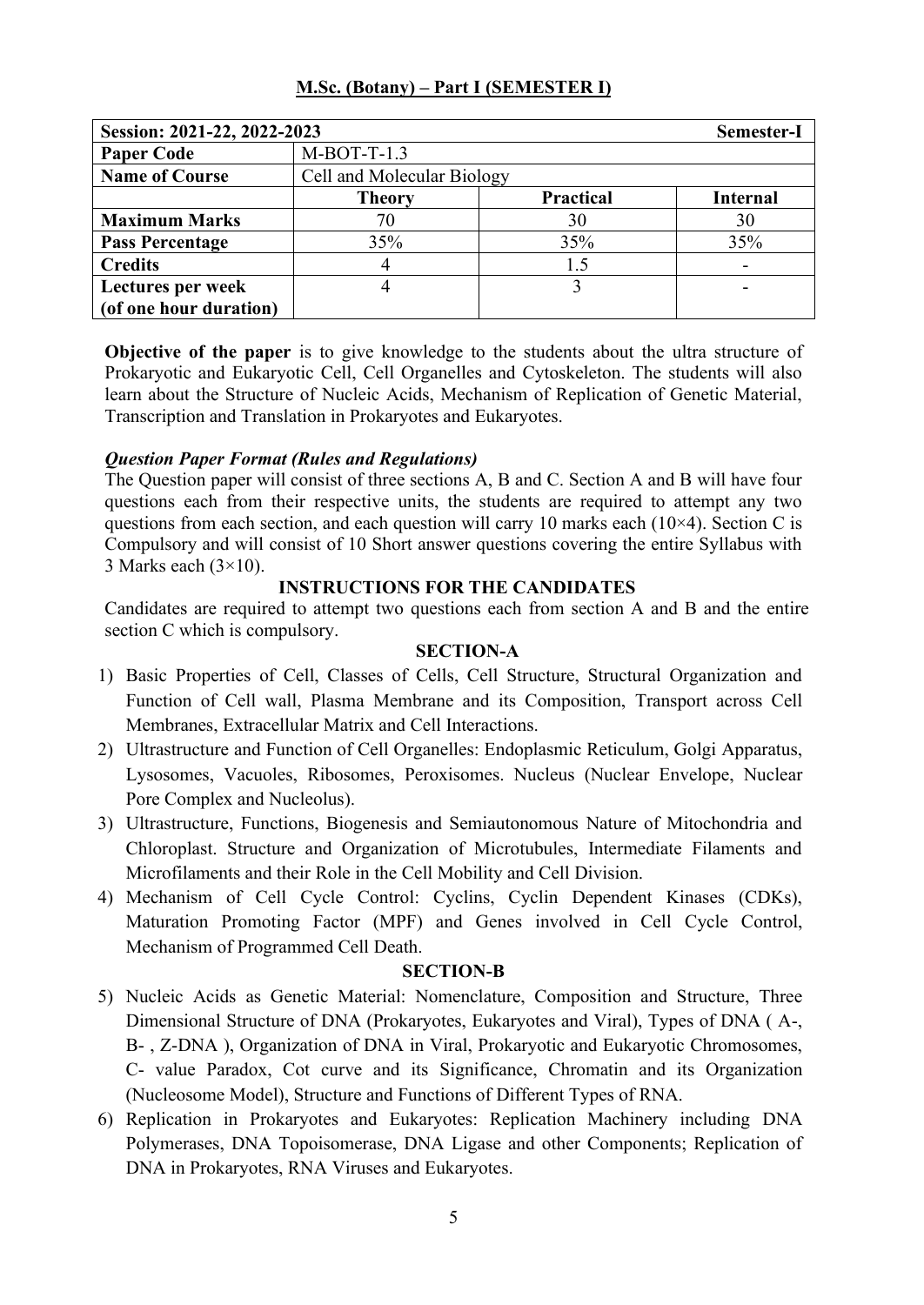## M.Sc. (Botany) – Part I (SEMESTER I)

| **Session: 2021-22, 2022-2023** | | | **Semester-I** |
|---|---|---|---|
| **Paper Code** | M-BOT-T-1.3 | | |
| **Name of Course** | Cell and Molecular Biology | | |
| | **Theory** | **Practical** | **Internal** |
| **Maximum Marks** | 70 | 30 | 30 |
| **Pass Percentage** | 35% | 35% | 35% |
| **Credits** | 4 | 1.5 | - |
| **Lectures per week (of one hour duration)** | 4 | 3 | - |

**Objective of the paper** is to give knowledge to the students about the ultra structure of Prokaryotic and Eukaryotic Cell, Cell Organelles and Cytoskeleton. The students will also learn about the Structure of Nucleic Acids, Mechanism of Replication of Genetic Material, Transcription and Translation in Prokaryotes and Eukaryotes.

***Question Paper Format (Rules and Regulations)***

The Question paper will consist of three sections A, B and C. Section A and B will have four questions each from their respective units, the students are required to attempt any two questions from each section, and each question will carry 10 marks each (10×4). Section C is Compulsory and will consist of 10 Short answer questions covering the entire Syllabus with 3 Marks each (3×10).

### INSTRUCTIONS FOR THE CANDIDATES

Candidates are required to attempt two questions each from section A and B and the entire section C which is compulsory.

### SECTION-A

1) Basic Properties of Cell, Classes of Cells, Cell Structure, Structural Organization and Function of Cell wall, Plasma Membrane and its Composition, Transport across Cell Membranes, Extracellular Matrix and Cell Interactions.
2) Ultrastructure and Function of Cell Organelles: Endoplasmic Reticulum, Golgi Apparatus, Lysosomes, Vacuoles, Ribosomes, Peroxisomes. Nucleus (Nuclear Envelope, Nuclear Pore Complex and Nucleolus).
3) Ultrastructure, Functions, Biogenesis and Semiautonomous Nature of Mitochondria and Chloroplast. Structure and Organization of Microtubules, Intermediate Filaments and Microfilaments and their Role in the Cell Mobility and Cell Division.
4) Mechanism of Cell Cycle Control: Cyclins, Cyclin Dependent Kinases (CDKs), Maturation Promoting Factor (MPF) and Genes involved in Cell Cycle Control, Mechanism of Programmed Cell Death.

### SECTION-B

5) Nucleic Acids as Genetic Material: Nomenclature, Composition and Structure, Three Dimensional Structure of DNA (Prokaryotes, Eukaryotes and Viral), Types of DNA ( A-, B- , Z-DNA ), Organization of DNA in Viral, Prokaryotic and Eukaryotic Chromosomes, C- value Paradox, Cot curve and its Significance, Chromatin and its Organization (Nucleosome Model), Structure and Functions of Different Types of RNA.
6) Replication in Prokaryotes and Eukaryotes: Replication Machinery including DNA Polymerases, DNA Topoisomerase, DNA Ligase and other Components; Replication of DNA in Prokaryotes, RNA Viruses and Eukaryotes.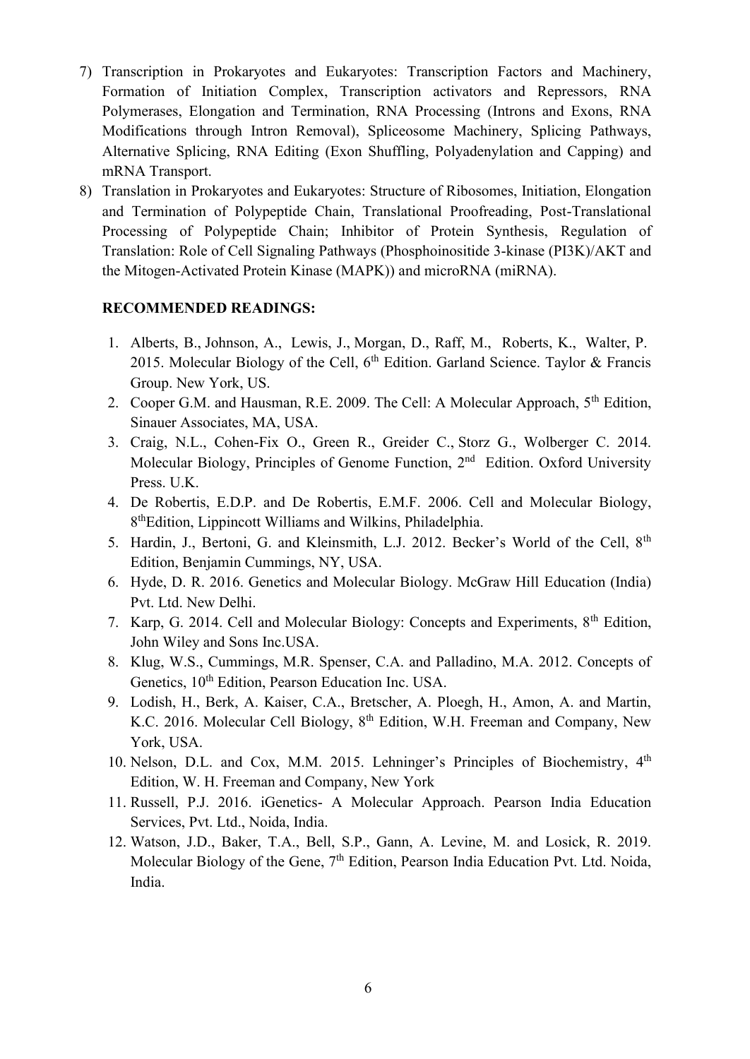7) Transcription in Prokaryotes and Eukaryotes: Transcription Factors and Machinery, Formation of Initiation Complex, Transcription activators and Repressors, RNA Polymerases, Elongation and Termination, RNA Processing (Introns and Exons, RNA Modifications through Intron Removal), Spliceosome Machinery, Splicing Pathways, Alternative Splicing, RNA Editing (Exon Shuffling, Polyadenylation and Capping) and mRNA Transport.
8) Translation in Prokaryotes and Eukaryotes: Structure of Ribosomes, Initiation, Elongation and Termination of Polypeptide Chain, Translational Proofreading, Post-Translational Processing of Polypeptide Chain; Inhibitor of Protein Synthesis, Regulation of Translation: Role of Cell Signaling Pathways (Phosphoinositide 3-kinase (PI3K)/AKT and the Mitogen-Activated Protein Kinase (MAPK)) and microRNA (miRNA).

**RECOMMENDED READINGS:**

1. Alberts, B., Johnson, A., Lewis, J., Morgan, D., Raff, M., Roberts, K., Walter, P. 2015. Molecular Biology of the Cell, 6th Edition. Garland Science. Taylor & Francis Group. New York, US.
2. Cooper G.M. and Hausman, R.E. 2009. The Cell: A Molecular Approach, 5th Edition, Sinauer Associates, MA, USA.
3. Craig, N.L., Cohen-Fix O., Green R., Greider C., Storz G., Wolberger C. 2014. Molecular Biology, Principles of Genome Function, 2nd Edition. Oxford University Press. U.K.
4. De Robertis, E.D.P. and De Robertis, E.M.F. 2006. Cell and Molecular Biology, 8th Edition, Lippincott Williams and Wilkins, Philadelphia.
5. Hardin, J., Bertoni, G. and Kleinsmith, L.J. 2012. Becker's World of the Cell, 8th Edition, Benjamin Cummings, NY, USA.
6. Hyde, D. R. 2016. Genetics and Molecular Biology. McGraw Hill Education (India) Pvt. Ltd. New Delhi.
7. Karp, G. 2014. Cell and Molecular Biology: Concepts and Experiments, 8th Edition, John Wiley and Sons Inc.USA.
8. Klug, W.S., Cummings, M.R. Spenser, C.A. and Palladino, M.A. 2012. Concepts of Genetics, 10th Edition, Pearson Education Inc. USA.
9. Lodish, H., Berk, A. Kaiser, C.A., Bretscher, A. Ploegh, H., Amon, A. and Martin, K.C. 2016. Molecular Cell Biology, 8th Edition, W.H. Freeman and Company, New York, USA.
10. Nelson, D.L. and Cox, M.M. 2015. Lehninger's Principles of Biochemistry, 4th Edition, W. H. Freeman and Company, New York
11. Russell, P.J. 2016. iGenetics- A Molecular Approach. Pearson India Education Services, Pvt. Ltd., Noida, India.
12. Watson, J.D., Baker, T.A., Bell, S.P., Gann, A. Levine, M. and Losick, R. 2019. Molecular Biology of the Gene, 7th Edition, Pearson India Education Pvt. Ltd. Noida, India.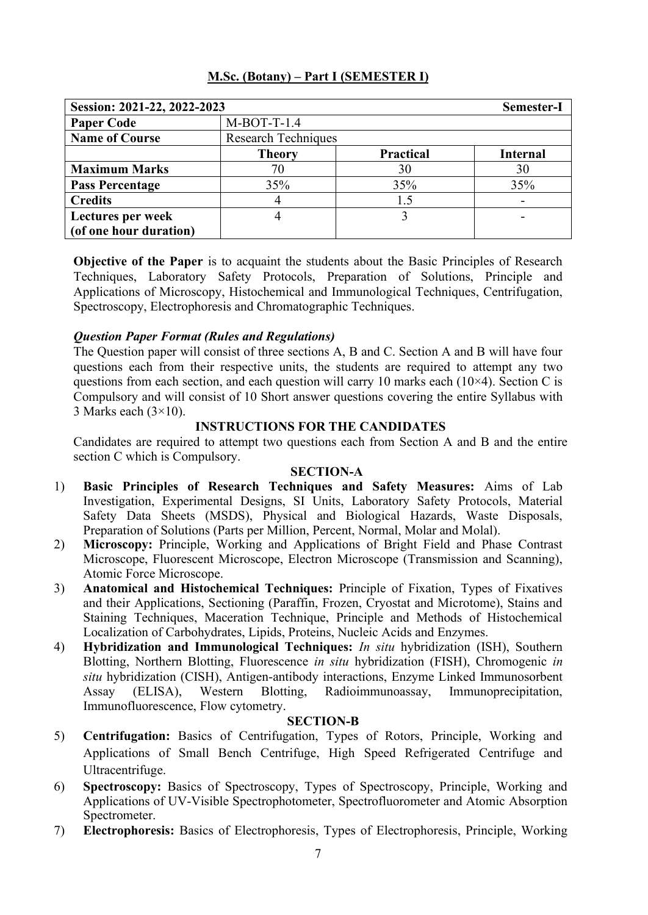## M.Sc. (Botany) – Part I (SEMESTER I)

| Session: 2021-22, 2022-2023 | | | Semester-I |
|---|---|---|---|
| **Paper Code** | M-BOT-T-1.4 | | |
| **Name of Course** | Research Techniques | | |
| | **Theory** | **Practical** | **Internal** |
| **Maximum Marks** | 70 | 30 | 30 |
| **Pass Percentage** | 35% | 35% | 35% |
| **Credits** | 4 | 1.5 | - |
| **Lectures per week (of one hour duration)** | 4 | 3 | - |

**Objective of the Paper** is to acquaint the students about the Basic Principles of Research Techniques, Laboratory Safety Protocols, Preparation of Solutions, Principle and Applications of Microscopy, Histochemical and Immunological Techniques, Centrifugation, Spectroscopy, Electrophoresis and Chromatographic Techniques.

***Question Paper Format (Rules and Regulations)***

The Question paper will consist of three sections A, B and C. Section A and B will have four questions each from their respective units, the students are required to attempt any two questions from each section, and each question will carry 10 marks each (10×4). Section C is Compulsory and will consist of 10 Short answer questions covering the entire Syllabus with 3 Marks each (3×10).

### INSTRUCTIONS FOR THE CANDIDATES

Candidates are required to attempt two questions each from Section A and B and the entire section C which is Compulsory.

### SECTION-A

1) **Basic Principles of Research Techniques and Safety Measures:** Aims of Lab Investigation, Experimental Designs, SI Units, Laboratory Safety Protocols, Material Safety Data Sheets (MSDS), Physical and Biological Hazards, Waste Disposals, Preparation of Solutions (Parts per Million, Percent, Normal, Molar and Molal).
2) **Microscopy:** Principle, Working and Applications of Bright Field and Phase Contrast Microscope, Fluorescent Microscope, Electron Microscope (Transmission and Scanning), Atomic Force Microscope.
3) **Anatomical and Histochemical Techniques:** Principle of Fixation, Types of Fixatives and their Applications, Sectioning (Paraffin, Frozen, Cryostat and Microtome), Stains and Staining Techniques, Maceration Technique, Principle and Methods of Histochemical Localization of Carbohydrates, Lipids, Proteins, Nucleic Acids and Enzymes.
4) **Hybridization and Immunological Techniques:** *In situ* hybridization (ISH), Southern Blotting, Northern Blotting, Fluorescence *in situ* hybridization (FISH), Chromogenic *in situ* hybridization (CISH), Antigen-antibody interactions, Enzyme Linked Immunosorbent Assay (ELISA), Western Blotting, Radioimmunoassay, Immunoprecipitation, Immunofluorescence, Flow cytometry.

### SECTION-B

5) **Centrifugation:** Basics of Centrifugation, Types of Rotors, Principle, Working and Applications of Small Bench Centrifuge, High Speed Refrigerated Centrifuge and Ultracentrifuge.
6) **Spectroscopy:** Basics of Spectroscopy, Types of Spectroscopy, Principle, Working and Applications of UV-Visible Spectrophotometer, Spectrofluorometer and Atomic Absorption Spectrometer.
7) **Electrophoresis:** Basics of Electrophoresis, Types of Electrophoresis, Principle, Working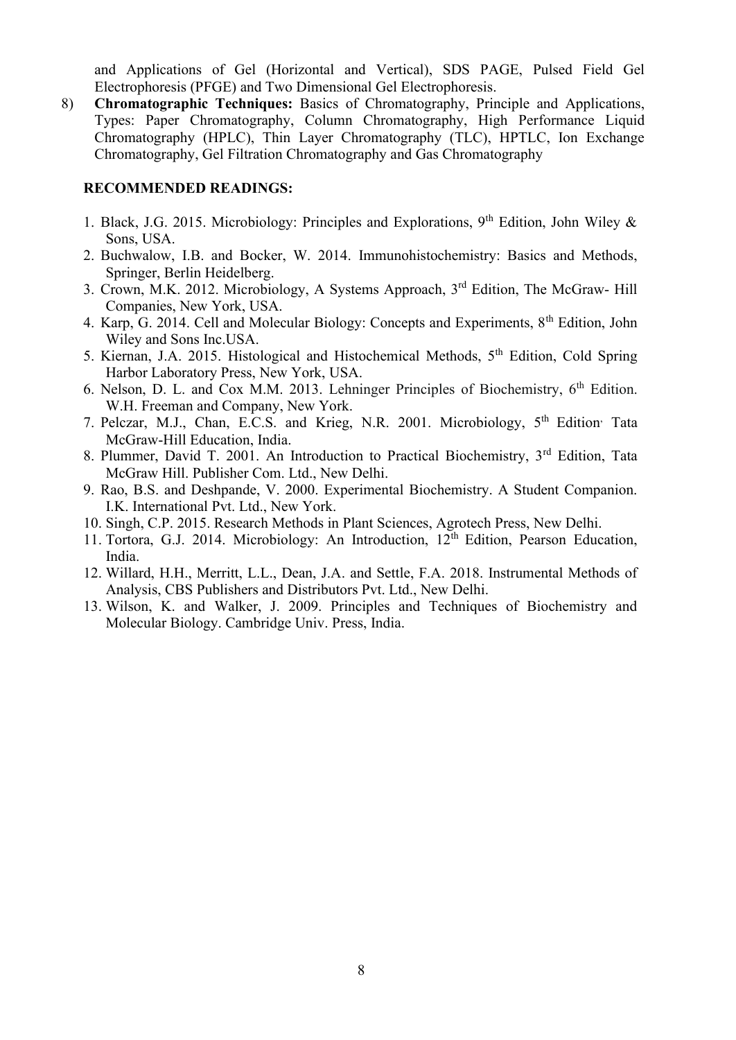and Applications of Gel (Horizontal and Vertical), SDS PAGE, Pulsed Field Gel Electrophoresis (PFGE) and Two Dimensional Gel Electrophoresis.

8) **Chromatographic Techniques:** Basics of Chromatography, Principle and Applications, Types: Paper Chromatography, Column Chromatography, High Performance Liquid Chromatography (HPLC), Thin Layer Chromatography (TLC), HPTLC, Ion Exchange Chromatography, Gel Filtration Chromatography and Gas Chromatography

**RECOMMENDED READINGS:**

1. Black, J.G. 2015. Microbiology: Principles and Explorations, 9th Edition, John Wiley & Sons, USA.
2. Buchwalow, I.B. and Bocker, W. 2014. Immunohistochemistry: Basics and Methods, Springer, Berlin Heidelberg.
3. Crown, M.K. 2012. Microbiology, A Systems Approach, 3rd Edition, The McGraw- Hill Companies, New York, USA.
4. Karp, G. 2014. Cell and Molecular Biology: Concepts and Experiments, 8th Edition, John Wiley and Sons Inc.USA.
5. Kiernan, J.A. 2015. Histological and Histochemical Methods, 5th Edition, Cold Spring Harbor Laboratory Press, New York, USA.
6. Nelson, D. L. and Cox M.M. 2013. Lehninger Principles of Biochemistry, 6th Edition. W.H. Freeman and Company, New York.
7. Pelczar, M.J., Chan, E.C.S. and Krieg, N.R. 2001. Microbiology, 5th Edition, Tata McGraw-Hill Education, India.
8. Plummer, David T. 2001. An Introduction to Practical Biochemistry, 3rd Edition, Tata McGraw Hill. Publisher Com. Ltd., New Delhi.
9. Rao, B.S. and Deshpande, V. 2000. Experimental Biochemistry. A Student Companion. I.K. International Pvt. Ltd., New York.
10. Singh, C.P. 2015. Research Methods in Plant Sciences, Agrotech Press, New Delhi.
11. Tortora, G.J. 2014. Microbiology: An Introduction, 12th Edition, Pearson Education, India.
12. Willard, H.H., Merritt, L.L., Dean, J.A. and Settle, F.A. 2018. Instrumental Methods of Analysis, CBS Publishers and Distributors Pvt. Ltd., New Delhi.
13. Wilson, K. and Walker, J. 2009. Principles and Techniques of Biochemistry and Molecular Biology. Cambridge Univ. Press, India.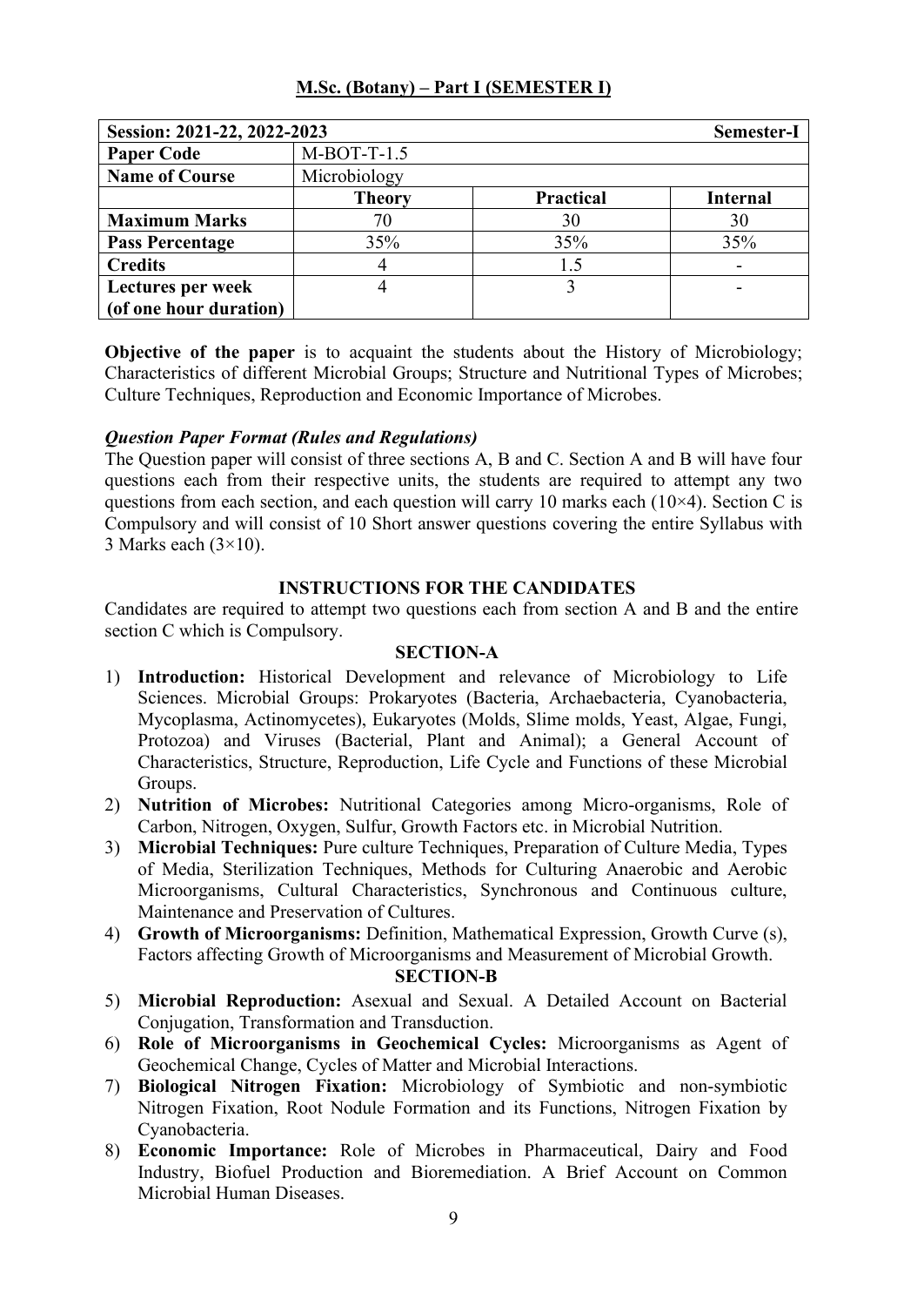## M.Sc. (Botany) – Part I (SEMESTER I)

| Session: 2021-22, 2022-2023 | | | Semester-I |
|---|---|---|---|
| **Paper Code** | M-BOT-T-1.5 | | |
| **Name of Course** | Microbiology | | |
| | **Theory** | **Practical** | **Internal** |
| **Maximum Marks** | 70 | 30 | 30 |
| **Pass Percentage** | 35% | 35% | 35% |
| **Credits** | 4 | 1.5 | - |
| **Lectures per week (of one hour duration)** | 4 | 3 | - |

**Objective of the paper** is to acquaint the students about the History of Microbiology; Characteristics of different Microbial Groups; Structure and Nutritional Types of Microbes; Culture Techniques, Reproduction and Economic Importance of Microbes.

***Question Paper Format (Rules and Regulations)***

The Question paper will consist of three sections A, B and C. Section A and B will have four questions each from their respective units, the students are required to attempt any two questions from each section, and each question will carry 10 marks each (10×4). Section C is Compulsory and will consist of 10 Short answer questions covering the entire Syllabus with 3 Marks each (3×10).

### INSTRUCTIONS FOR THE CANDIDATES

Candidates are required to attempt two questions each from section A and B and the entire section C which is Compulsory.

### SECTION-A

1) **Introduction:** Historical Development and relevance of Microbiology to Life Sciences. Microbial Groups: Prokaryotes (Bacteria, Archaebacteria, Cyanobacteria, Mycoplasma, Actinomycetes), Eukaryotes (Molds, Slime molds, Yeast, Algae, Fungi, Protozoa) and Viruses (Bacterial, Plant and Animal); a General Account of Characteristics, Structure, Reproduction, Life Cycle and Functions of these Microbial Groups.
2) **Nutrition of Microbes:** Nutritional Categories among Micro-organisms, Role of Carbon, Nitrogen, Oxygen, Sulfur, Growth Factors etc. in Microbial Nutrition.
3) **Microbial Techniques:** Pure culture Techniques, Preparation of Culture Media, Types of Media, Sterilization Techniques, Methods for Culturing Anaerobic and Aerobic Microorganisms, Cultural Characteristics, Synchronous and Continuous culture, Maintenance and Preservation of Cultures.
4) **Growth of Microorganisms:** Definition, Mathematical Expression, Growth Curve (s), Factors affecting Growth of Microorganisms and Measurement of Microbial Growth.

### SECTION-B

5) **Microbial Reproduction:** Asexual and Sexual. A Detailed Account on Bacterial Conjugation, Transformation and Transduction.
6) **Role of Microorganisms in Geochemical Cycles:** Microorganisms as Agent of Geochemical Change, Cycles of Matter and Microbial Interactions.
7) **Biological Nitrogen Fixation:** Microbiology of Symbiotic and non-symbiotic Nitrogen Fixation, Root Nodule Formation and its Functions, Nitrogen Fixation by Cyanobacteria.
8) **Economic Importance:** Role of Microbes in Pharmaceutical, Dairy and Food Industry, Biofuel Production and Bioremediation. A Brief Account on Common Microbial Human Diseases.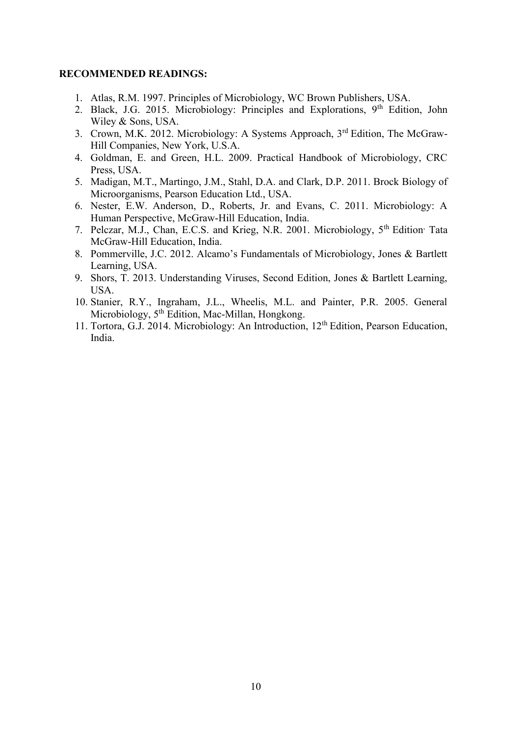**RECOMMENDED READINGS:**

1. Atlas, R.M. 1997. Principles of Microbiology, WC Brown Publishers, USA.
2. Black, J.G. 2015. Microbiology: Principles and Explorations, 9th Edition, John Wiley & Sons, USA.
3. Crown, M.K. 2012. Microbiology: A Systems Approach, 3rd Edition, The McGraw-Hill Companies, New York, U.S.A.
4. Goldman, E. and Green, H.L. 2009. Practical Handbook of Microbiology, CRC Press, USA.
5. Madigan, M.T., Martingo, J.M., Stahl, D.A. and Clark, D.P. 2011. Brock Biology of Microorganisms, Pearson Education Ltd., USA.
6. Nester, E.W. Anderson, D., Roberts, Jr. and Evans, C. 2011. Microbiology: A Human Perspective, McGraw-Hill Education, India.
7. Pelczar, M.J., Chan, E.C.S. and Krieg, N.R. 2001. Microbiology, 5th Edition, Tata McGraw-Hill Education, India.
8. Pommerville, J.C. 2012. Alcamo's Fundamentals of Microbiology, Jones & Bartlett Learning, USA.
9. Shors, T. 2013. Understanding Viruses, Second Edition, Jones & Bartlett Learning, USA.
10. Stanier, R.Y., Ingraham, J.L., Wheelis, M.L. and Painter, P.R. 2005. General Microbiology, 5th Edition, Mac-Millan, Hongkong.
11. Tortora, G.J. 2014. Microbiology: An Introduction, 12th Edition, Pearson Education, India.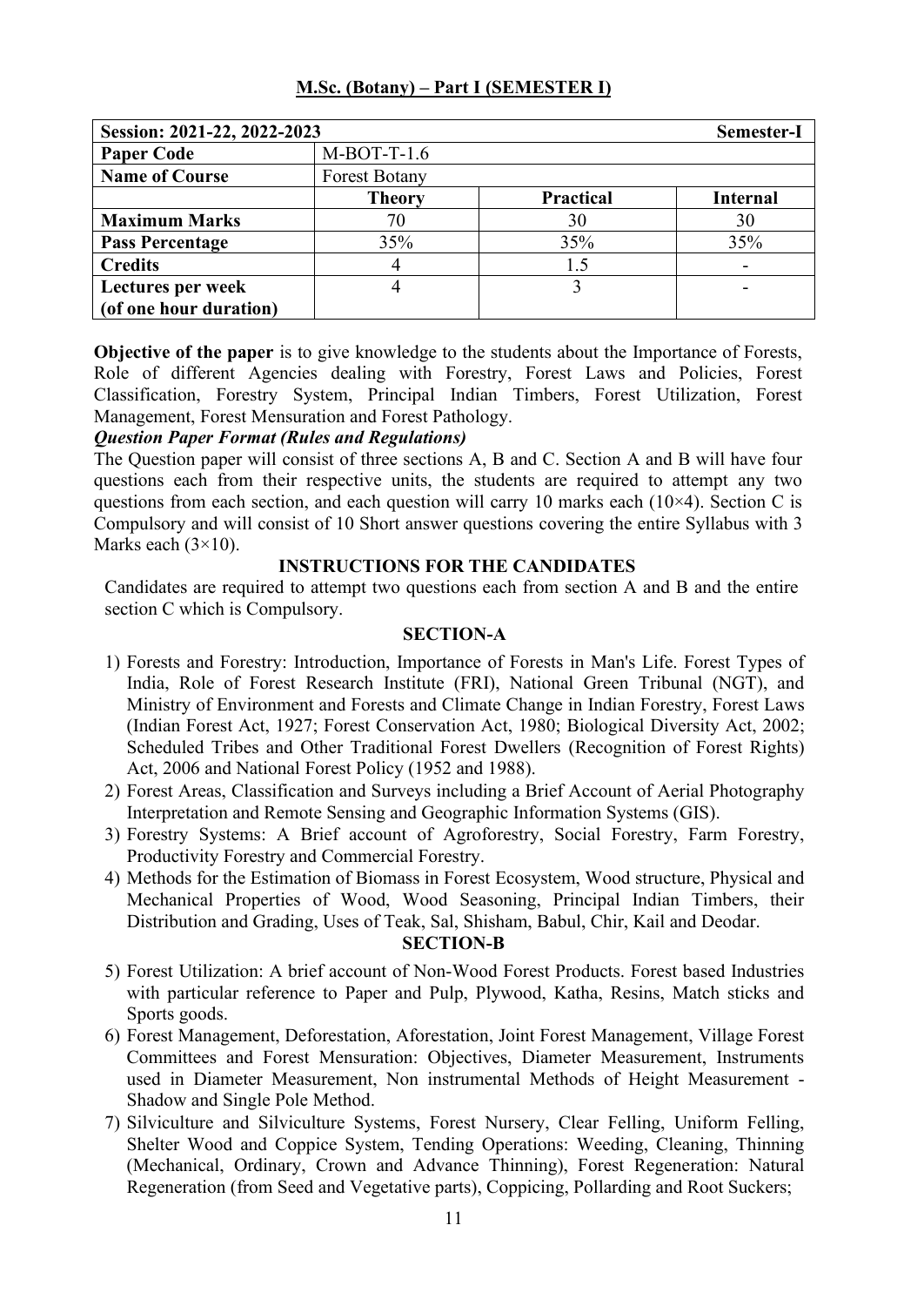## M.Sc. (Botany) – Part I (SEMESTER I)

| Session: 2021-22, 2022-2023 | | | Semester-I |
|---|---|---|---|
| **Paper Code** | M-BOT-T-1.6 | | |
| **Name of Course** | Forest Botany | | |
| | **Theory** | **Practical** | **Internal** |
| **Maximum Marks** | 70 | 30 | 30 |
| **Pass Percentage** | 35% | 35% | 35% |
| **Credits** | 4 | 1.5 | - |
| **Lectures per week (of one hour duration)** | 4 | 3 | - |

**Objective of the paper** is to give knowledge to the students about the Importance of Forests, Role of different Agencies dealing with Forestry, Forest Laws and Policies, Forest Classification, Forestry System, Principal Indian Timbers, Forest Utilization, Forest Management, Forest Mensuration and Forest Pathology.

***Question Paper Format (Rules and Regulations)***

The Question paper will consist of three sections A, B and C. Section A and B will have four questions each from their respective units, the students are required to attempt any two questions from each section, and each question will carry 10 marks each (10×4). Section C is Compulsory and will consist of 10 Short answer questions covering the entire Syllabus with 3 Marks each (3×10).

### INSTRUCTIONS FOR THE CANDIDATES

Candidates are required to attempt two questions each from section A and B and the entire section C which is Compulsory.

### SECTION-A

1) Forests and Forestry: Introduction, Importance of Forests in Man's Life. Forest Types of India, Role of Forest Research Institute (FRI), National Green Tribunal (NGT), and Ministry of Environment and Forests and Climate Change in Indian Forestry, Forest Laws (Indian Forest Act, 1927; Forest Conservation Act, 1980; Biological Diversity Act, 2002; Scheduled Tribes and Other Traditional Forest Dwellers (Recognition of Forest Rights) Act, 2006 and National Forest Policy (1952 and 1988).
2) Forest Areas, Classification and Surveys including a Brief Account of Aerial Photography Interpretation and Remote Sensing and Geographic Information Systems (GIS).
3) Forestry Systems: A Brief account of Agroforestry, Social Forestry, Farm Forestry, Productivity Forestry and Commercial Forestry.
4) Methods for the Estimation of Biomass in Forest Ecosystem, Wood structure, Physical and Mechanical Properties of Wood, Wood Seasoning, Principal Indian Timbers, their Distribution and Grading, Uses of Teak, Sal, Shisham, Babul, Chir, Kail and Deodar.

### SECTION-B

5) Forest Utilization: A brief account of Non-Wood Forest Products. Forest based Industries with particular reference to Paper and Pulp, Plywood, Katha, Resins, Match sticks and Sports goods.
6) Forest Management, Deforestation, Aforestation, Joint Forest Management, Village Forest Committees and Forest Mensuration: Objectives, Diameter Measurement, Instruments used in Diameter Measurement, Non instrumental Methods of Height Measurement - Shadow and Single Pole Method.
7) Silviculture and Silviculture Systems, Forest Nursery, Clear Felling, Uniform Felling, Shelter Wood and Coppice System, Tending Operations: Weeding, Cleaning, Thinning (Mechanical, Ordinary, Crown and Advance Thinning), Forest Regeneration: Natural Regeneration (from Seed and Vegetative parts), Coppicing, Pollarding and Root Suckers;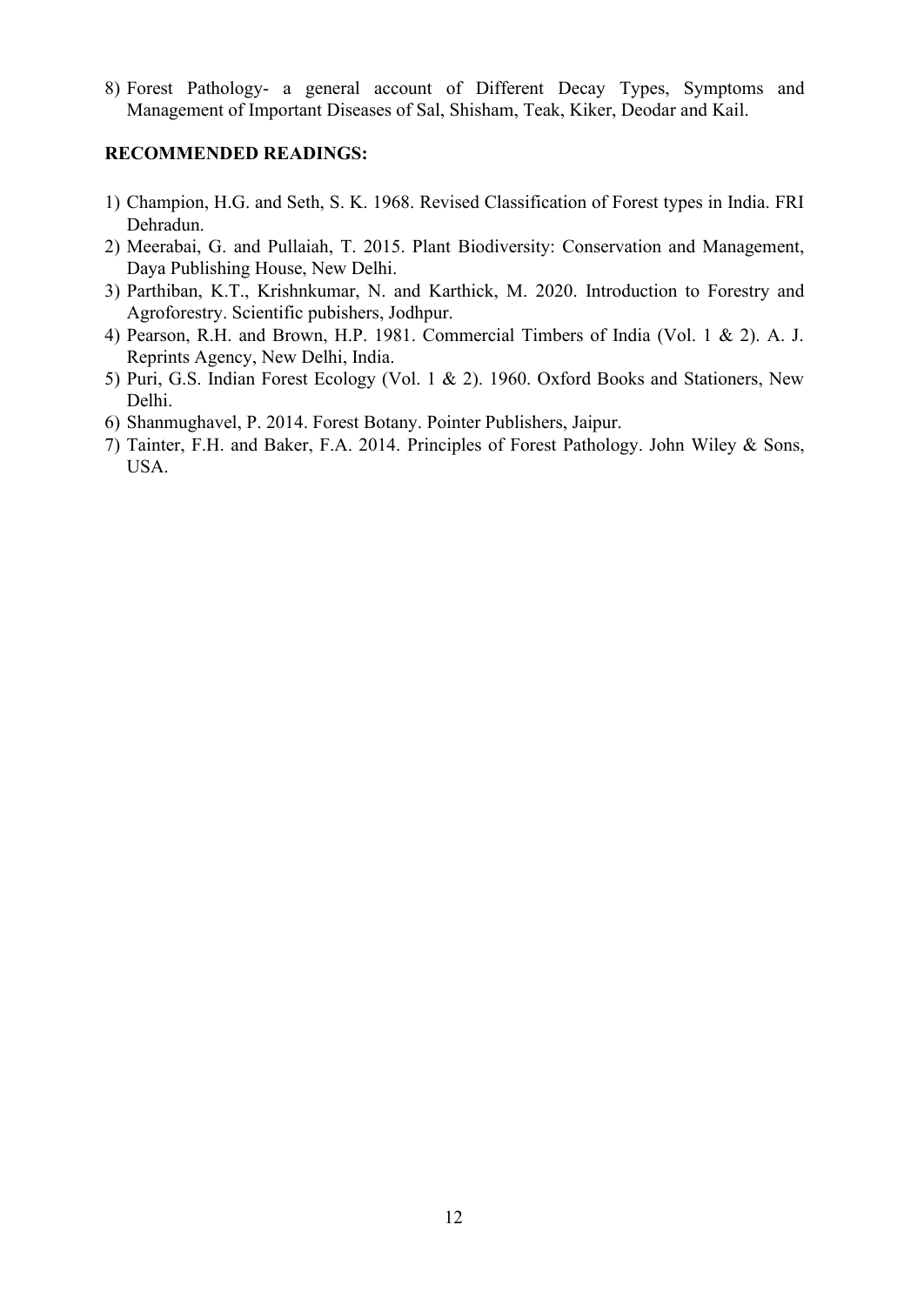8) Forest Pathology- a general account of Different Decay Types, Symptoms and Management of Important Diseases of Sal, Shisham, Teak, Kiker, Deodar and Kail.

**RECOMMENDED READINGS:**

1) Champion, H.G. and Seth, S. K. 1968. Revised Classification of Forest types in India. FRI Dehradun.
2) Meerabai, G. and Pullaiah, T. 2015. Plant Biodiversity: Conservation and Management, Daya Publishing House, New Delhi.
3) Parthiban, K.T., Krishnkumar, N. and Karthick, M. 2020. Introduction to Forestry and Agroforestry. Scientific pubishers, Jodhpur.
4) Pearson, R.H. and Brown, H.P. 1981. Commercial Timbers of India (Vol. 1 & 2). A. J. Reprints Agency, New Delhi, India.
5) Puri, G.S. Indian Forest Ecology (Vol. 1 & 2). 1960. Oxford Books and Stationers, New Delhi.
6) Shanmughavel, P. 2014. Forest Botany. Pointer Publishers, Jaipur.
7) Tainter, F.H. and Baker, F.A. 2014. Principles of Forest Pathology. John Wiley & Sons, USA.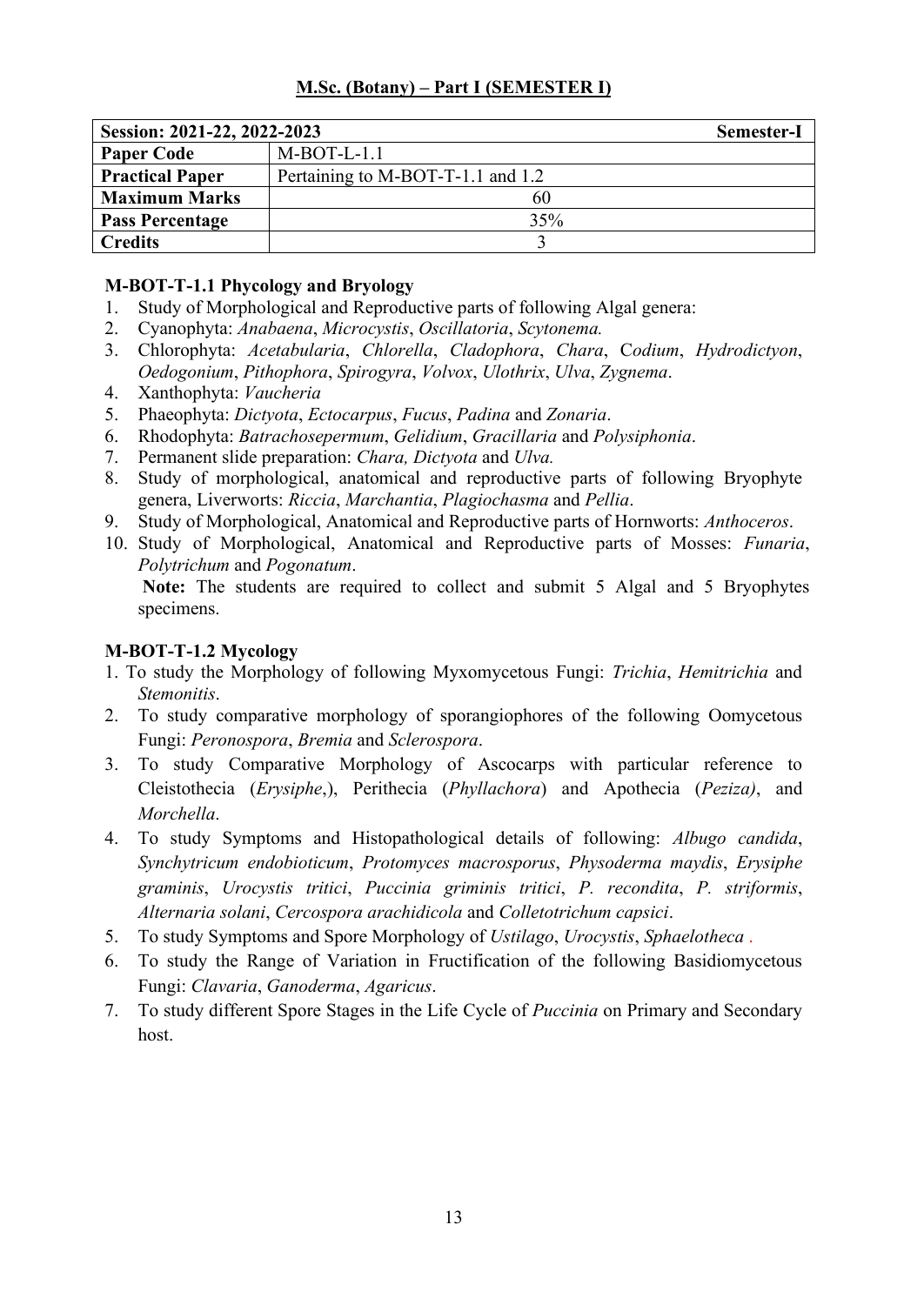## M.Sc. (Botany) – Part I (SEMESTER I)

| Session: 2021-22, 2022-2023 | Semester-I |
|---|---|
| **Paper Code** | M-BOT-L-1.1 |
| **Practical Paper** | Pertaining to M-BOT-T-1.1 and 1.2 |
| **Maximum Marks** | 60 |
| **Pass Percentage** | 35% |
| **Credits** | 3 |

### M-BOT-T-1.1 Phycology and Bryology

1. Study of Morphological and Reproductive parts of following Algal genera:
2. Cyanophyta: *Anabaena*, *Microcystis*, *Oscillatoria*, *Scytonema.*
3. Chlorophyta: *Acetabularia*, *Chlorella*, *Cladophora*, *Chara*, C*odium*, *Hydrodictyon*, *Oedogonium*, *Pithophora*, *Spirogyra*, *Volvox*, *Ulothrix*, *Ulva*, *Zygnema*.
4. Xanthophyta: *Vaucheria*
5. Phaeophyta: *Dictyota*, *Ectocarpus*, *Fucus*, *Padina* and *Zonaria*.
6. Rhodophyta: *Batrachosepermum*, *Gelidium*, *Gracillaria* and *Polysiphonia*.
7. Permanent slide preparation: *Chara, Dictyota* and *Ulva.*
8. Study of morphological, anatomical and reproductive parts of following Bryophyte genera, Liverworts: *Riccia*, *Marchantia*, *Plagiochasma* and *Pellia*.
9. Study of Morphological, Anatomical and Reproductive parts of Hornworts: *Anthoceros*.
10. Study of Morphological, Anatomical and Reproductive parts of Mosses: *Funaria*, *Polytrichum* and *Pogonatum*.

    **Note:** The students are required to collect and submit 5 Algal and 5 Bryophytes specimens.

### M-BOT-T-1.2 Mycology

1. To study the Morphology of following Myxomycetous Fungi: *Trichia*, *Hemitrichia* and *Stemonitis*.
2. To study comparative morphology of sporangiophores of the following Oomycetous Fungi: *Peronospora*, *Bremia* and *Sclerospora*.
3. To study Comparative Morphology of Ascocarps with particular reference to Cleistothecia (*Erysiphe*,), Perithecia (*Phyllachora*) and Apothecia (*Peziza)*, and *Morchella*.
4. To study Symptoms and Histopathological details of following: *Albugo candida*, *Synchytricum endobioticum*, *Protomyces macrosporus*, *Physoderma maydis*, *Erysiphe graminis*, *Urocystis tritici*, *Puccinia griminis tritici*, *P. recondita*, *P. striformis*, *Alternaria solani*, *Cercospora arachidicola* and *Colletotrichum capsici*.
5. To study Symptoms and Spore Morphology of *Ustilago*, *Urocystis*, *Sphaelotheca* .
6. To study the Range of Variation in Fructification of the following Basidiomycetous Fungi: *Clavaria*, *Ganoderma*, *Agaricus*.
7. To study different Spore Stages in the Life Cycle of *Puccinia* on Primary and Secondary host.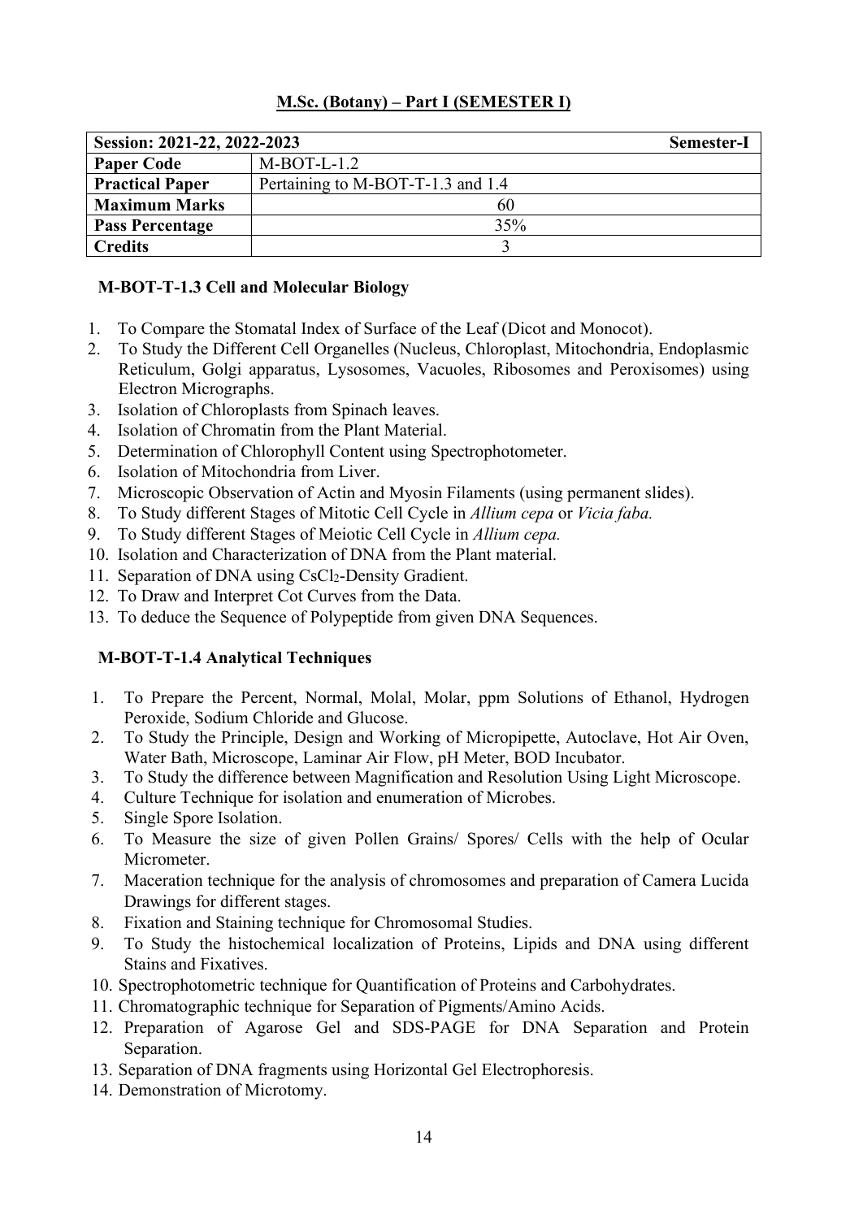## M.Sc. (Botany) – Part I (SEMESTER I)

| Session: 2021-22, 2022-2023 | Semester-I |
|---|---|
| **Paper Code** | M-BOT-L-1.2 |
| **Practical Paper** | Pertaining to M-BOT-T-1.3 and 1.4 |
| **Maximum Marks** | 60 |
| **Pass Percentage** | 35% |
| **Credits** | 3 |

### M-BOT-T-1.3 Cell and Molecular Biology

1. To Compare the Stomatal Index of Surface of the Leaf (Dicot and Monocot).
2. To Study the Different Cell Organelles (Nucleus, Chloroplast, Mitochondria, Endoplasmic Reticulum, Golgi apparatus, Lysosomes, Vacuoles, Ribosomes and Peroxisomes) using Electron Micrographs.
3. Isolation of Chloroplasts from Spinach leaves.
4. Isolation of Chromatin from the Plant Material.
5. Determination of Chlorophyll Content using Spectrophotometer.
6. Isolation of Mitochondria from Liver.
7. Microscopic Observation of Actin and Myosin Filaments (using permanent slides).
8. To Study different Stages of Mitotic Cell Cycle in *Allium cepa* or *Vicia faba.*
9. To Study different Stages of Meiotic Cell Cycle in *Allium cepa.*
10. Isolation and Characterization of DNA from the Plant material.
11. Separation of DNA using $CsCl_2$-Density Gradient.
12. To Draw and Interpret Cot Curves from the Data.
13. To deduce the Sequence of Polypeptide from given DNA Sequences.

### M-BOT-T-1.4 Analytical Techniques

1. To Prepare the Percent, Normal, Molal, Molar, ppm Solutions of Ethanol, Hydrogen Peroxide, Sodium Chloride and Glucose.
2. To Study the Principle, Design and Working of Micropipette, Autoclave, Hot Air Oven, Water Bath, Microscope, Laminar Air Flow, pH Meter, BOD Incubator.
3. To Study the difference between Magnification and Resolution Using Light Microscope.
4. Culture Technique for isolation and enumeration of Microbes.
5. Single Spore Isolation.
6. To Measure the size of given Pollen Grains/ Spores/ Cells with the help of Ocular Micrometer.
7. Maceration technique for the analysis of chromosomes and preparation of Camera Lucida Drawings for different stages.
8. Fixation and Staining technique for Chromosomal Studies.
9. To Study the histochemical localization of Proteins, Lipids and DNA using different Stains and Fixatives.
10. Spectrophotometric technique for Quantification of Proteins and Carbohydrates.
11. Chromatographic technique for Separation of Pigments/Amino Acids.
12. Preparation of Agarose Gel and SDS-PAGE for DNA Separation and Protein Separation.
13. Separation of DNA fragments using Horizontal Gel Electrophoresis.
14. Demonstration of Microtomy.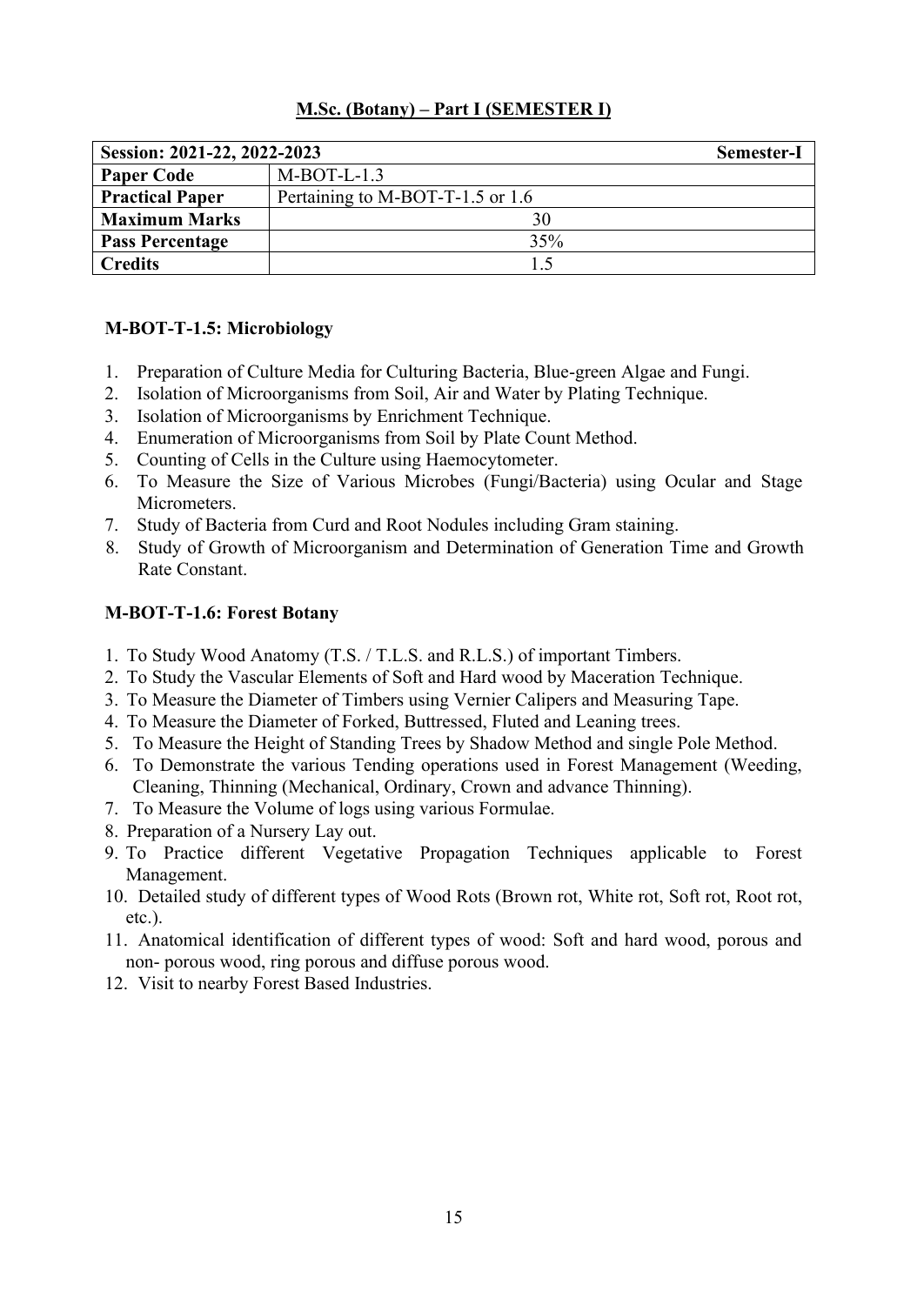## M.Sc. (Botany) – Part I (SEMESTER I)

| Session: 2021-22, 2022-2023 | Semester-I |
|---|---|
| **Paper Code** | M-BOT-L-1.3 |
| **Practical Paper** | Pertaining to M-BOT-T-1.5 or 1.6 |
| **Maximum Marks** | 30 |
| **Pass Percentage** | 35% |
| **Credits** | 1.5 |

### M-BOT-T-1.5: Microbiology

1. Preparation of Culture Media for Culturing Bacteria, Blue-green Algae and Fungi.
2. Isolation of Microorganisms from Soil, Air and Water by Plating Technique.
3. Isolation of Microorganisms by Enrichment Technique.
4. Enumeration of Microorganisms from Soil by Plate Count Method.
5. Counting of Cells in the Culture using Haemocytometer.
6. To Measure the Size of Various Microbes (Fungi/Bacteria) using Ocular and Stage Micrometers.
7. Study of Bacteria from Curd and Root Nodules including Gram staining.
8. Study of Growth of Microorganism and Determination of Generation Time and Growth Rate Constant.

### M-BOT-T-1.6: Forest Botany

1. To Study Wood Anatomy (T.S. / T.L.S. and R.L.S.) of important Timbers.
2. To Study the Vascular Elements of Soft and Hard wood by Maceration Technique.
3. To Measure the Diameter of Timbers using Vernier Calipers and Measuring Tape.
4. To Measure the Diameter of Forked, Buttressed, Fluted and Leaning trees.
5. To Measure the Height of Standing Trees by Shadow Method and single Pole Method.
6. To Demonstrate the various Tending operations used in Forest Management (Weeding, Cleaning, Thinning (Mechanical, Ordinary, Crown and advance Thinning).
7. To Measure the Volume of logs using various Formulae.
8. Preparation of a Nursery Lay out.
9. To Practice different Vegetative Propagation Techniques applicable to Forest Management.
10. Detailed study of different types of Wood Rots (Brown rot, White rot, Soft rot, Root rot, etc.).
11. Anatomical identification of different types of wood: Soft and hard wood, porous and non- porous wood, ring porous and diffuse porous wood.
12. Visit to nearby Forest Based Industries.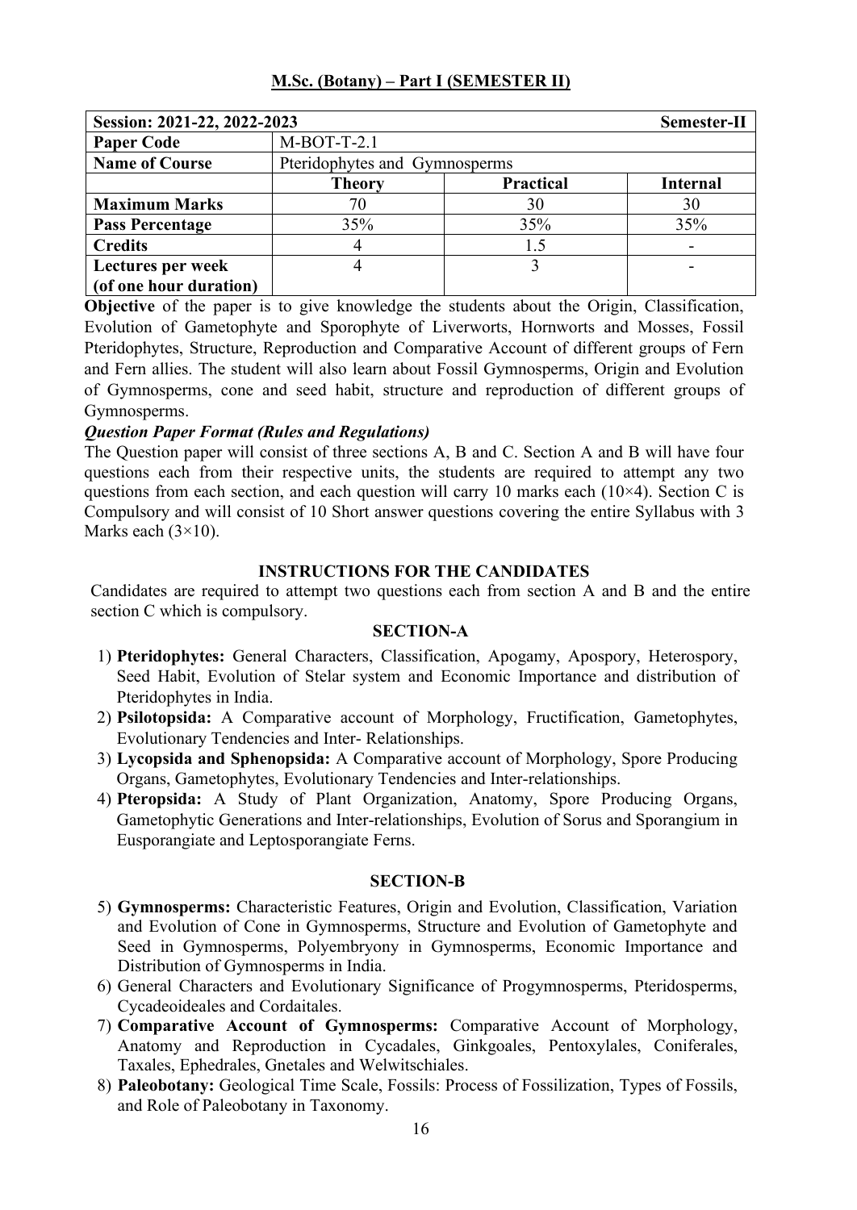## M.Sc. (Botany) – Part I (SEMESTER II)

| Session: 2021-22, 2022-2023 | | | Semester-II |
|---|---|---|---|
| **Paper Code** | M-BOT-T-2.1 | | |
| **Name of Course** | Pteridophytes and Gymnosperms | | |
| | **Theory** | **Practical** | **Internal** |
| **Maximum Marks** | 70 | 30 | 30 |
| **Pass Percentage** | 35% | 35% | 35% |
| **Credits** | 4 | 1.5 | - |
| **Lectures per week (of one hour duration)** | 4 | 3 | - |

**Objective** of the paper is to give knowledge the students about the Origin, Classification, Evolution of Gametophyte and Sporophyte of Liverworts, Hornworts and Mosses, Fossil Pteridophytes, Structure, Reproduction and Comparative Account of different groups of Fern and Fern allies. The student will also learn about Fossil Gymnosperms, Origin and Evolution of Gymnosperms, cone and seed habit, structure and reproduction of different groups of Gymnosperms.

***Question Paper Format (Rules and Regulations)***

The Question paper will consist of three sections A, B and C. Section A and B will have four questions each from their respective units, the students are required to attempt any two questions from each section, and each question will carry 10 marks each (10×4). Section C is Compulsory and will consist of 10 Short answer questions covering the entire Syllabus with 3 Marks each (3×10).

### INSTRUCTIONS FOR THE CANDIDATES

Candidates are required to attempt two questions each from section A and B and the entire section C which is compulsory.

### SECTION-A

1) **Pteridophytes:** General Characters, Classification, Apogamy, Apospory, Heterospory, Seed Habit, Evolution of Stelar system and Economic Importance and distribution of Pteridophytes in India.
2) **Psilotopsida:** A Comparative account of Morphology, Fructification, Gametophytes, Evolutionary Tendencies and Inter- Relationships.
3) **Lycopsida and Sphenopsida:** A Comparative account of Morphology, Spore Producing Organs, Gametophytes, Evolutionary Tendencies and Inter-relationships.
4) **Pteropsida:** A Study of Plant Organization, Anatomy, Spore Producing Organs, Gametophytic Generations and Inter-relationships, Evolution of Sorus and Sporangium in Eusporangiate and Leptosporangiate Ferns.

### SECTION-B

5) **Gymnosperms:** Characteristic Features, Origin and Evolution, Classification, Variation and Evolution of Cone in Gymnosperms, Structure and Evolution of Gametophyte and Seed in Gymnosperms, Polyembryony in Gymnosperms, Economic Importance and Distribution of Gymnosperms in India.
6) General Characters and Evolutionary Significance of Progymnosperms, Pteridosperms, Cycadeoideales and Cordaitales.
7) **Comparative Account of Gymnosperms:** Comparative Account of Morphology, Anatomy and Reproduction in Cycadales, Ginkgoales, Pentoxylales, Coniferales, Taxales, Ephedrales, Gnetales and Welwitschiales.
8) **Paleobotany:** Geological Time Scale, Fossils: Process of Fossilization, Types of Fossils, and Role of Paleobotany in Taxonomy.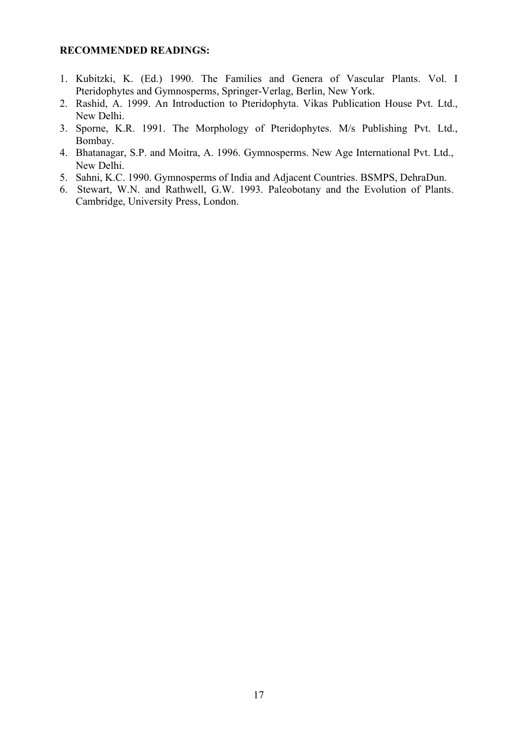**RECOMMENDED READINGS:**

1. Kubitzki, K. (Ed.) 1990. The Families and Genera of Vascular Plants. Vol. I Pteridophytes and Gymnosperms, Springer-Verlag, Berlin, New York.
2. Rashid, A. 1999. An Introduction to Pteridophyta. Vikas Publication House Pvt. Ltd., New Delhi.
3. Sporne, K.R. 1991. The Morphology of Pteridophytes. M/s Publishing Pvt. Ltd., Bombay.
4. Bhatanagar, S.P. and Moitra, A. 1996. Gymnosperms. New Age International Pvt. Ltd., New Delhi.
5. Sahni, K.C. 1990. Gymnosperms of India and Adjacent Countries. BSMPS, DehraDun.
6. Stewart, W.N. and Rathwell, G.W. 1993. Paleobotany and the Evolution of Plants. Cambridge, University Press, London.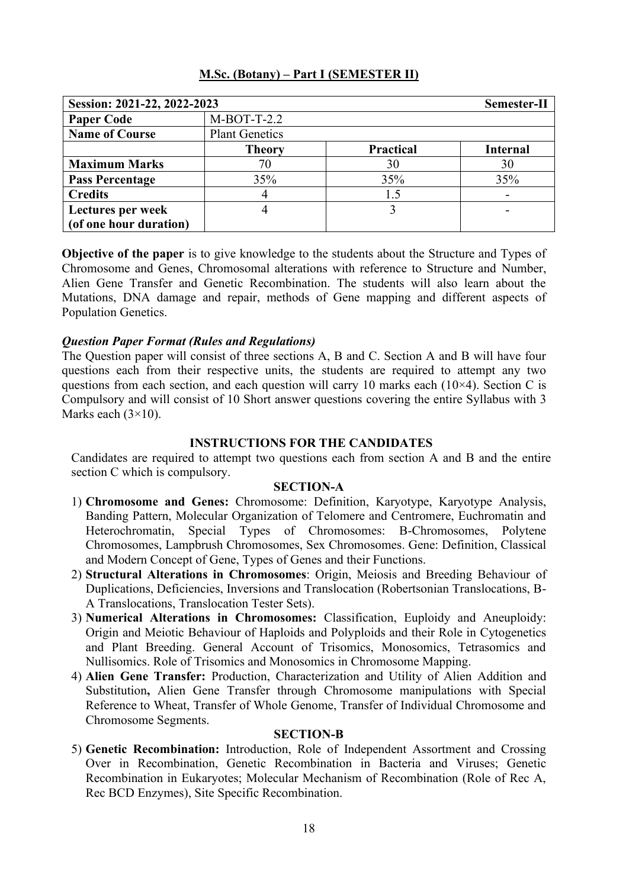## M.Sc. (Botany) – Part I (SEMESTER II)

| Session: 2021-22, 2022-2023 | | | Semester-II |
|---|---|---|---|
| **Paper Code** | M-BOT-T-2.2 | | |
| **Name of Course** | Plant Genetics | | |
| | **Theory** | **Practical** | **Internal** |
| **Maximum Marks** | 70 | 30 | 30 |
| **Pass Percentage** | 35% | 35% | 35% |
| **Credits** | 4 | 1.5 | - |
| **Lectures per week (of one hour duration)** | 4 | 3 | - |

**Objective of the paper** is to give knowledge to the students about the Structure and Types of Chromosome and Genes, Chromosomal alterations with reference to Structure and Number, Alien Gene Transfer and Genetic Recombination. The students will also learn about the Mutations, DNA damage and repair, methods of Gene mapping and different aspects of Population Genetics.

***Question Paper Format (Rules and Regulations)***

The Question paper will consist of three sections A, B and C. Section A and B will have four questions each from their respective units, the students are required to attempt any two questions from each section, and each question will carry 10 marks each (10×4). Section C is Compulsory and will consist of 10 Short answer questions covering the entire Syllabus with 3 Marks each (3×10).

### INSTRUCTIONS FOR THE CANDIDATES

Candidates are required to attempt two questions each from section A and B and the entire section C which is compulsory.

### SECTION-A

1) **Chromosome and Genes:** Chromosome: Definition, Karyotype, Karyotype Analysis, Banding Pattern, Molecular Organization of Telomere and Centromere, Euchromatin and Heterochromatin, Special Types of Chromosomes: B-Chromosomes, Polytene Chromosomes, Lampbrush Chromosomes, Sex Chromosomes. Gene: Definition, Classical and Modern Concept of Gene, Types of Genes and their Functions.
2) **Structural Alterations in Chromosomes**: Origin, Meiosis and Breeding Behaviour of Duplications, Deficiencies, Inversions and Translocation (Robertsonian Translocations, B-A Translocations, Translocation Tester Sets).
3) **Numerical Alterations in Chromosomes:** Classification, Euploidy and Aneuploidy: Origin and Meiotic Behaviour of Haploids and Polyploids and their Role in Cytogenetics and Plant Breeding. General Account of Trisomics, Monosomics, Tetrasomics and Nullisomics. Role of Trisomics and Monosomics in Chromosome Mapping.
4) **Alien Gene Transfer:** Production, Characterization and Utility of Alien Addition and Substitution**,** Alien Gene Transfer through Chromosome manipulations with Special Reference to Wheat, Transfer of Whole Genome, Transfer of Individual Chromosome and Chromosome Segments.

### SECTION-B

5) **Genetic Recombination:** Introduction, Role of Independent Assortment and Crossing Over in Recombination, Genetic Recombination in Bacteria and Viruses; Genetic Recombination in Eukaryotes; Molecular Mechanism of Recombination (Role of Rec A, Rec BCD Enzymes), Site Specific Recombination.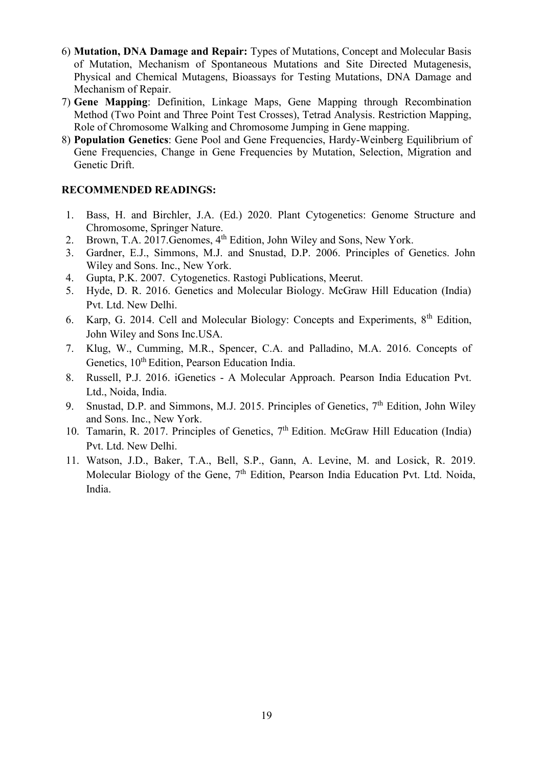6) **Mutation, DNA Damage and Repair:** Types of Mutations, Concept and Molecular Basis of Mutation, Mechanism of Spontaneous Mutations and Site Directed Mutagenesis, Physical and Chemical Mutagens, Bioassays for Testing Mutations, DNA Damage and Mechanism of Repair.
7) **Gene Mapping**: Definition, Linkage Maps, Gene Mapping through Recombination Method (Two Point and Three Point Test Crosses), Tetrad Analysis. Restriction Mapping, Role of Chromosome Walking and Chromosome Jumping in Gene mapping.
8) **Population Genetics**: Gene Pool and Gene Frequencies, Hardy-Weinberg Equilibrium of Gene Frequencies, Change in Gene Frequencies by Mutation, Selection, Migration and Genetic Drift.

**RECOMMENDED READINGS:**

1. Bass, H. and Birchler, J.A. (Ed.) 2020. Plant Cytogenetics: Genome Structure and Chromosome, Springer Nature.
2. Brown, T.A. 2017.Genomes, 4th Edition, John Wiley and Sons, New York.
3. Gardner, E.J., Simmons, M.J. and Snustad, D.P. 2006. Principles of Genetics. John Wiley and Sons. Inc., New York.
4. Gupta, P.K. 2007. Cytogenetics. Rastogi Publications, Meerut.
5. Hyde, D. R. 2016. Genetics and Molecular Biology. McGraw Hill Education (India) Pvt. Ltd. New Delhi.
6. Karp, G. 2014. Cell and Molecular Biology: Concepts and Experiments, 8th Edition, John Wiley and Sons Inc.USA.
7. Klug, W., Cumming, M.R., Spencer, C.A. and Palladino, M.A. 2016. Concepts of Genetics, 10th Edition, Pearson Education India.
8. Russell, P.J. 2016. iGenetics - A Molecular Approach. Pearson India Education Pvt. Ltd., Noida, India.
9. Snustad, D.P. and Simmons, M.J. 2015. Principles of Genetics, 7th Edition, John Wiley and Sons. Inc., New York.
10. Tamarin, R. 2017. Principles of Genetics, 7th Edition. McGraw Hill Education (India) Pvt. Ltd. New Delhi.
11. Watson, J.D., Baker, T.A., Bell, S.P., Gann, A. Levine, M. and Losick, R. 2019. Molecular Biology of the Gene, 7th Edition, Pearson India Education Pvt. Ltd. Noida, India.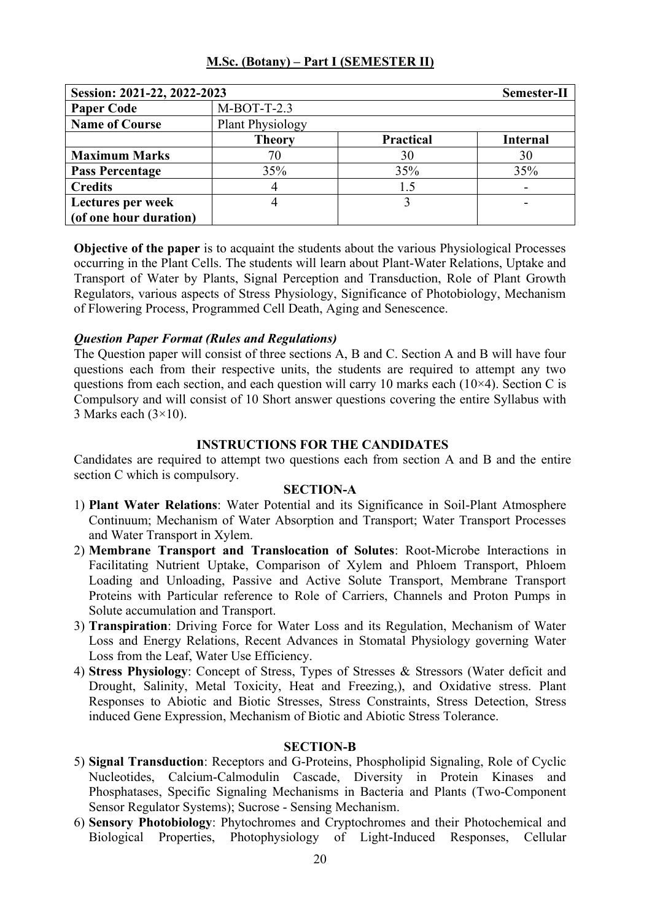## M.Sc. (Botany) – Part I (SEMESTER II)

| Session: 2021-22, 2022-2023 | | | Semester-II |
|---|---|---|---|
| **Paper Code** | M-BOT-T-2.3 | | |
| **Name of Course** | Plant Physiology | | |
| | **Theory** | **Practical** | **Internal** |
| **Maximum Marks** | 70 | 30 | 30 |
| **Pass Percentage** | 35% | 35% | 35% |
| **Credits** | 4 | 1.5 | - |
| **Lectures per week (of one hour duration)** | 4 | 3 | - |

**Objective of the paper** is to acquaint the students about the various Physiological Processes occurring in the Plant Cells. The students will learn about Plant-Water Relations, Uptake and Transport of Water by Plants, Signal Perception and Transduction, Role of Plant Growth Regulators, various aspects of Stress Physiology, Significance of Photobiology, Mechanism of Flowering Process, Programmed Cell Death, Aging and Senescence.

***Question Paper Format (Rules and Regulations)***

The Question paper will consist of three sections A, B and C. Section A and B will have four questions each from their respective units, the students are required to attempt any two questions from each section, and each question will carry 10 marks each (10×4). Section C is Compulsory and will consist of 10 Short answer questions covering the entire Syllabus with 3 Marks each (3×10).

### INSTRUCTIONS FOR THE CANDIDATES

Candidates are required to attempt two questions each from section A and B and the entire section C which is compulsory.

### SECTION-A

1) **Plant Water Relations**: Water Potential and its Significance in Soil-Plant Atmosphere Continuum; Mechanism of Water Absorption and Transport; Water Transport Processes and Water Transport in Xylem.
2) **Membrane Transport and Translocation of Solutes**: Root-Microbe Interactions in Facilitating Nutrient Uptake, Comparison of Xylem and Phloem Transport, Phloem Loading and Unloading, Passive and Active Solute Transport, Membrane Transport Proteins with Particular reference to Role of Carriers, Channels and Proton Pumps in Solute accumulation and Transport.
3) **Transpiration**: Driving Force for Water Loss and its Regulation, Mechanism of Water Loss and Energy Relations, Recent Advances in Stomatal Physiology governing Water Loss from the Leaf, Water Use Efficiency.
4) **Stress Physiology**: Concept of Stress, Types of Stresses & Stressors (Water deficit and Drought, Salinity, Metal Toxicity, Heat and Freezing,), and Oxidative stress. Plant Responses to Abiotic and Biotic Stresses, Stress Constraints, Stress Detection, Stress induced Gene Expression, Mechanism of Biotic and Abiotic Stress Tolerance.

### SECTION-B

5) **Signal Transduction**: Receptors and G-Proteins, Phospholipid Signaling, Role of Cyclic Nucleotides, Calcium-Calmodulin Cascade, Diversity in Protein Kinases and Phosphatases, Specific Signaling Mechanisms in Bacteria and Plants (Two-Component Sensor Regulator Systems); Sucrose - Sensing Mechanism.
6) **Sensory Photobiology**: Phytochromes and Cryptochromes and their Photochemical and Biological Properties, Photophysiology of Light-Induced Responses, Cellular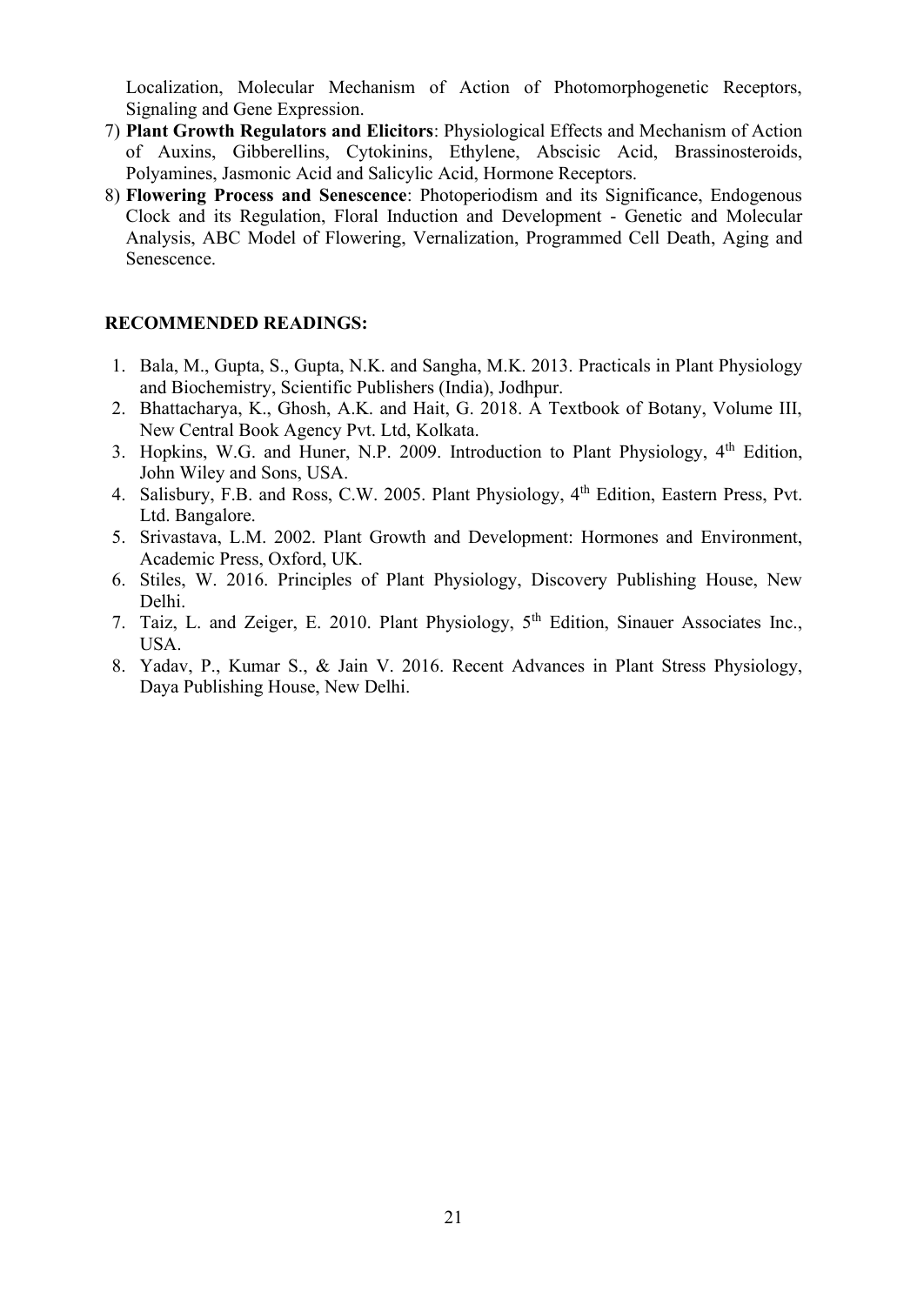Localization, Molecular Mechanism of Action of Photomorphogenetic Receptors, Signaling and Gene Expression.

7) **Plant Growth Regulators and Elicitors**: Physiological Effects and Mechanism of Action of Auxins, Gibberellins, Cytokinins, Ethylene, Abscisic Acid, Brassinosteroids, Polyamines, Jasmonic Acid and Salicylic Acid, Hormone Receptors.
8) **Flowering Process and Senescence**: Photoperiodism and its Significance, Endogenous Clock and its Regulation, Floral Induction and Development - Genetic and Molecular Analysis, ABC Model of Flowering, Vernalization, Programmed Cell Death, Aging and Senescence.

**RECOMMENDED READINGS:**

1. Bala, M., Gupta, S., Gupta, N.K. and Sangha, M.K. 2013. Practicals in Plant Physiology and Biochemistry, Scientific Publishers (India), Jodhpur.
2. Bhattacharya, K., Ghosh, A.K. and Hait, G. 2018. A Textbook of Botany, Volume III, New Central Book Agency Pvt. Ltd, Kolkata.
3. Hopkins, W.G. and Huner, N.P. 2009. Introduction to Plant Physiology, 4th Edition, John Wiley and Sons, USA.
4. Salisbury, F.B. and Ross, C.W. 2005. Plant Physiology, 4th Edition, Eastern Press, Pvt. Ltd. Bangalore.
5. Srivastava, L.M. 2002. Plant Growth and Development: Hormones and Environment, Academic Press, Oxford, UK.
6. Stiles, W. 2016. Principles of Plant Physiology, Discovery Publishing House, New Delhi.
7. Taiz, L. and Zeiger, E. 2010. Plant Physiology, 5th Edition, Sinauer Associates Inc., USA.
8. Yadav, P., Kumar S., & Jain V. 2016. Recent Advances in Plant Stress Physiology, Daya Publishing House, New Delhi.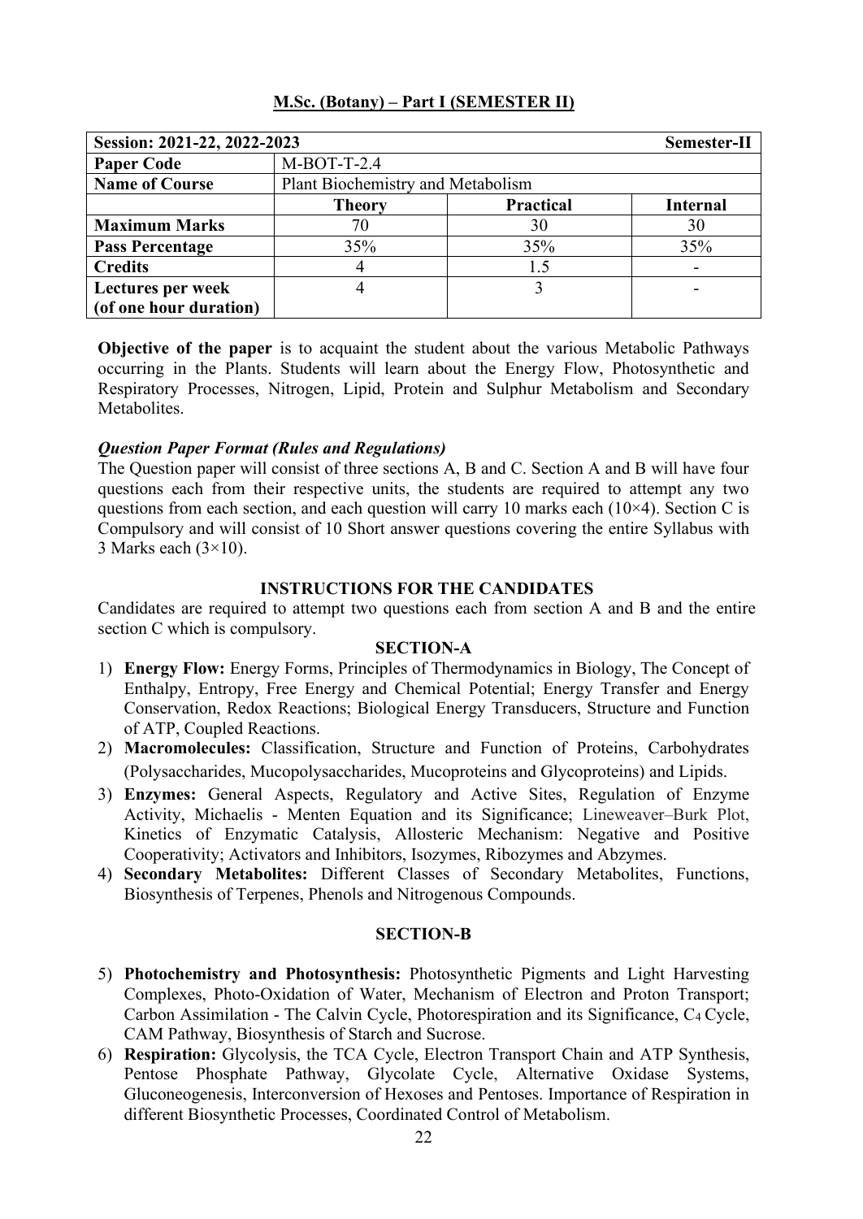## M.Sc. (Botany) – Part I (SEMESTER II)

| Session: 2021-22, 2022-2023 | | | Semester-II |
|---|---|---|---|
| **Paper Code** | M-BOT-T-2.4 | | |
| **Name of Course** | Plant Biochemistry and Metabolism | | |
| | **Theory** | **Practical** | **Internal** |
| **Maximum Marks** | 70 | 30 | 30 |
| **Pass Percentage** | 35% | 35% | 35% |
| **Credits** | 4 | 1.5 | - |
| **Lectures per week (of one hour duration)** | 4 | 3 | - |

**Objective of the paper** is to acquaint the student about the various Metabolic Pathways occurring in the Plants. Students will learn about the Energy Flow, Photosynthetic and Respiratory Processes, Nitrogen, Lipid, Protein and Sulphur Metabolism and Secondary Metabolites.

***Question Paper Format (Rules and Regulations)***

The Question paper will consist of three sections A, B and C. Section A and B will have four questions each from their respective units, the students are required to attempt any two questions from each section, and each question will carry 10 marks each (10×4). Section C is Compulsory and will consist of 10 Short answer questions covering the entire Syllabus with 3 Marks each (3×10).

### INSTRUCTIONS FOR THE CANDIDATES

Candidates are required to attempt two questions each from section A and B and the entire section C which is compulsory.

### SECTION-A

1) **Energy Flow:** Energy Forms, Principles of Thermodynamics in Biology, The Concept of Enthalpy, Entropy, Free Energy and Chemical Potential; Energy Transfer and Energy Conservation, Redox Reactions; Biological Energy Transducers, Structure and Function of ATP, Coupled Reactions.
2) **Macromolecules:** Classification, Structure and Function of Proteins, Carbohydrates (Polysaccharides, Mucopolysaccharides, Mucoproteins and Glycoproteins) and Lipids.
3) **Enzymes:** General Aspects, Regulatory and Active Sites, Regulation of Enzyme Activity, Michaelis - Menten Equation and its Significance; Lineweaver–Burk Plot, Kinetics of Enzymatic Catalysis, Allosteric Mechanism: Negative and Positive Cooperativity; Activators and Inhibitors, Isozymes, Ribozymes and Abzymes.
4) **Secondary Metabolites:** Different Classes of Secondary Metabolites, Functions, Biosynthesis of Terpenes, Phenols and Nitrogenous Compounds.

### SECTION-B

5) **Photochemistry and Photosynthesis:** Photosynthetic Pigments and Light Harvesting Complexes, Photo-Oxidation of Water, Mechanism of Electron and Proton Transport; Carbon Assimilation - The Calvin Cycle, Photorespiration and its Significance, $C_4$ Cycle, CAM Pathway, Biosynthesis of Starch and Sucrose.
6) **Respiration:** Glycolysis, the TCA Cycle, Electron Transport Chain and ATP Synthesis, Pentose Phosphate Pathway, Glycolate Cycle, Alternative Oxidase Systems, Gluconeogenesis, Interconversion of Hexoses and Pentoses. Importance of Respiration in different Biosynthetic Processes, Coordinated Control of Metabolism.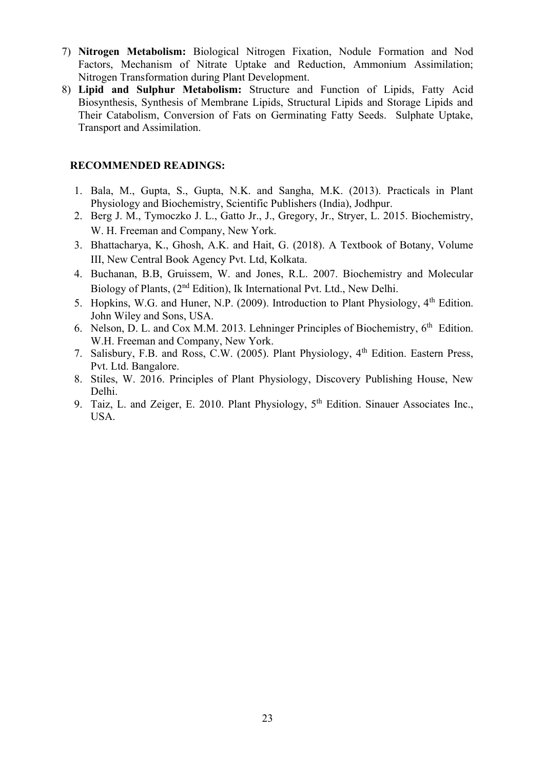7) **Nitrogen Metabolism:** Biological Nitrogen Fixation, Nodule Formation and Nod Factors, Mechanism of Nitrate Uptake and Reduction, Ammonium Assimilation; Nitrogen Transformation during Plant Development.
8) **Lipid and Sulphur Metabolism:** Structure and Function of Lipids, Fatty Acid Biosynthesis, Synthesis of Membrane Lipids, Structural Lipids and Storage Lipids and Their Catabolism, Conversion of Fats on Germinating Fatty Seeds. Sulphate Uptake, Transport and Assimilation.

**RECOMMENDED READINGS:**

1. Bala, M., Gupta, S., Gupta, N.K. and Sangha, M.K. (2013). Practicals in Plant Physiology and Biochemistry, Scientific Publishers (India), Jodhpur.
2. Berg J. M., Tymoczko J. L., Gatto Jr., J., Gregory, Jr., Stryer, L. 2015. Biochemistry, W. H. Freeman and Company, New York.
3. Bhattacharya, K., Ghosh, A.K. and Hait, G. (2018). A Textbook of Botany, Volume III, New Central Book Agency Pvt. Ltd, Kolkata.
4. Buchanan, B.B, Gruissem, W. and Jones, R.L. 2007. Biochemistry and Molecular Biology of Plants, (2nd Edition), Ik International Pvt. Ltd., New Delhi.
5. Hopkins, W.G. and Huner, N.P. (2009). Introduction to Plant Physiology, 4th Edition. John Wiley and Sons, USA.
6. Nelson, D. L. and Cox M.M. 2013. Lehninger Principles of Biochemistry, 6th Edition. W.H. Freeman and Company, New York.
7. Salisbury, F.B. and Ross, C.W. (2005). Plant Physiology, 4th Edition. Eastern Press, Pvt. Ltd. Bangalore.
8. Stiles, W. 2016. Principles of Plant Physiology, Discovery Publishing House, New Delhi.
9. Taiz, L. and Zeiger, E. 2010. Plant Physiology, 5th Edition. Sinauer Associates Inc., USA.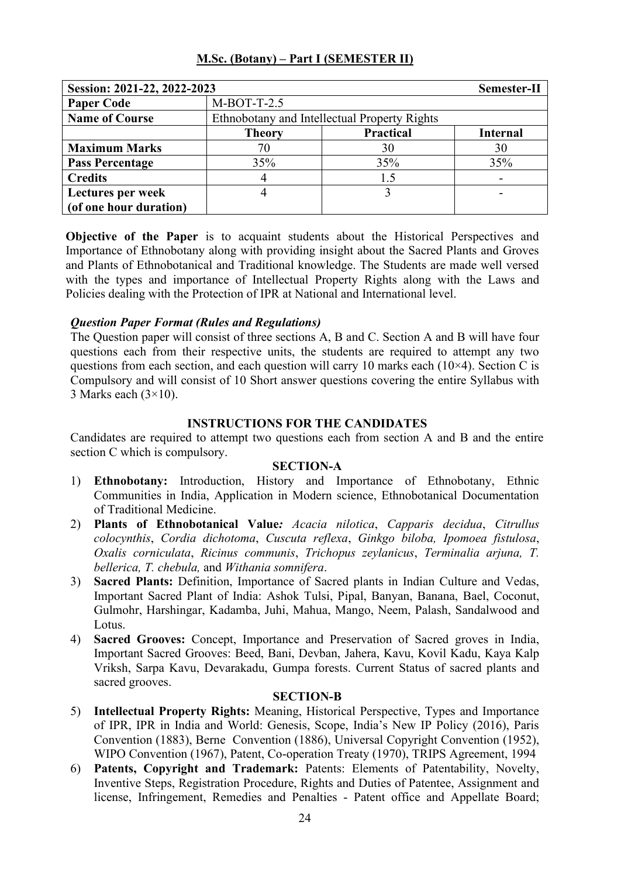## M.Sc. (Botany) – Part I (SEMESTER II)

| Session: 2021-22, 2022-2023 | | | Semester-II |
|---|---|---|---|
| **Paper Code** | M-BOT-T-2.5 | | |
| **Name of Course** | Ethnobotany and Intellectual Property Rights | | |
| | **Theory** | **Practical** | **Internal** |
| **Maximum Marks** | 70 | 30 | 30 |
| **Pass Percentage** | 35% | 35% | 35% |
| **Credits** | 4 | 1.5 | - |
| **Lectures per week (of one hour duration)** | 4 | 3 | - |

**Objective of the Paper** is to acquaint students about the Historical Perspectives and Importance of Ethnobotany along with providing insight about the Sacred Plants and Groves and Plants of Ethnobotanical and Traditional knowledge. The Students are made well versed with the types and importance of Intellectual Property Rights along with the Laws and Policies dealing with the Protection of IPR at National and International level.

***Question Paper Format (Rules and Regulations)***

The Question paper will consist of three sections A, B and C. Section A and B will have four questions each from their respective units, the students are required to attempt any two questions from each section, and each question will carry 10 marks each (10×4). Section C is Compulsory and will consist of 10 Short answer questions covering the entire Syllabus with 3 Marks each (3×10).

### INSTRUCTIONS FOR THE CANDIDATES

Candidates are required to attempt two questions each from section A and B and the entire section C which is compulsory.

### SECTION-A

1) **Ethnobotany:** Introduction, History and Importance of Ethnobotany, Ethnic Communities in India, Application in Modern science, Ethnobotanical Documentation of Traditional Medicine.
2) **Plants of Ethnobotanical Value:** *Acacia nilotica*, *Capparis decidua*, *Citrullus colocynthis*, *Cordia dichotoma*, *Cuscuta reflexa*, *Ginkgo biloba, Ipomoea fistulosa*, *Oxalis corniculata*, *Ricinus communis*, *Trichopus zeylanicus*, *Terminalia arjuna, T. bellerica, T. chebula,* and *Withania somnifera*.
3) **Sacred Plants:** Definition, Importance of Sacred plants in Indian Culture and Vedas, Important Sacred Plant of India: Ashok Tulsi, Pipal, Banyan, Banana, Bael, Coconut, Gulmohr, Harshingar, Kadamba, Juhi, Mahua, Mango, Neem, Palash, Sandalwood and Lotus.
4) **Sacred Grooves:** Concept, Importance and Preservation of Sacred groves in India, Important Sacred Grooves: Beed, Bani, Devban, Jahera, Kavu, Kovil Kadu, Kaya Kalp Vriksh, Sarpa Kavu, Devarakadu, Gumpa forests. Current Status of sacred plants and sacred grooves.

### SECTION-B

5) **Intellectual Property Rights:** Meaning, Historical Perspective, Types and Importance of IPR, IPR in India and World: Genesis, Scope, India's New IP Policy (2016), Paris Convention (1883), Berne Convention (1886), Universal Copyright Convention (1952), WIPO Convention (1967), Patent, Co-operation Treaty (1970), TRIPS Agreement, 1994
6) **Patents, Copyright and Trademark:** Patents: Elements of Patentability, Novelty, Inventive Steps, Registration Procedure, Rights and Duties of Patentee, Assignment and license, Infringement, Remedies and Penalties - Patent office and Appellate Board;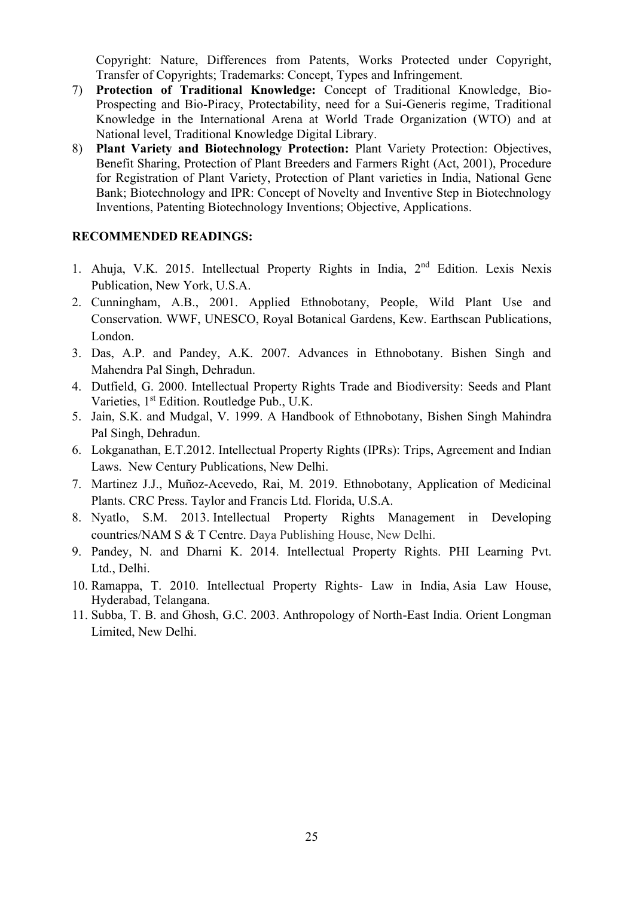Copyright: Nature, Differences from Patents, Works Protected under Copyright, Transfer of Copyrights; Trademarks: Concept, Types and Infringement.

7) **Protection of Traditional Knowledge:** Concept of Traditional Knowledge, Bio-Prospecting and Bio-Piracy, Protectability, need for a Sui-Generis regime, Traditional Knowledge in the International Arena at World Trade Organization (WTO) and at National level, Traditional Knowledge Digital Library.
8) **Plant Variety and Biotechnology Protection:** Plant Variety Protection: Objectives, Benefit Sharing, Protection of Plant Breeders and Farmers Right (Act, 2001), Procedure for Registration of Plant Variety, Protection of Plant varieties in India, National Gene Bank; Biotechnology and IPR: Concept of Novelty and Inventive Step in Biotechnology Inventions, Patenting Biotechnology Inventions; Objective, Applications.

**RECOMMENDED READINGS:**

1. Ahuja, V.K. 2015. Intellectual Property Rights in India, 2nd Edition. Lexis Nexis Publication, New York, U.S.A.
2. Cunningham, A.B., 2001. Applied Ethnobotany, People, Wild Plant Use and Conservation. WWF, UNESCO, Royal Botanical Gardens, Kew. Earthscan Publications, London.
3. Das, A.P. and Pandey, A.K. 2007. Advances in Ethnobotany. Bishen Singh and Mahendra Pal Singh, Dehradun.
4. Dutfield, G. 2000. Intellectual Property Rights Trade and Biodiversity: Seeds and Plant Varieties, 1st Edition. Routledge Pub., U.K.
5. Jain, S.K. and Mudgal, V. 1999. A Handbook of Ethnobotany, Bishen Singh Mahindra Pal Singh, Dehradun.
6. Lokganathan, E.T.2012. Intellectual Property Rights (IPRs): Trips, Agreement and Indian Laws. New Century Publications, New Delhi.
7. Martinez J.J., Muñoz-Acevedo, Rai, M. 2019. Ethnobotany, Application of Medicinal Plants. CRC Press. Taylor and Francis Ltd. Florida, U.S.A.
8. Nyatlo, S.M. 2013. Intellectual Property Rights Management in Developing countries/NAM S & T Centre. Daya Publishing House, New Delhi.
9. Pandey, N. and Dharni K. 2014. Intellectual Property Rights. PHI Learning Pvt. Ltd., Delhi.
10. Ramappa, T. 2010. Intellectual Property Rights- Law in India, Asia Law House, Hyderabad, Telangana.
11. Subba, T. B. and Ghosh, G.C. 2003. Anthropology of North-East India. Orient Longman Limited, New Delhi.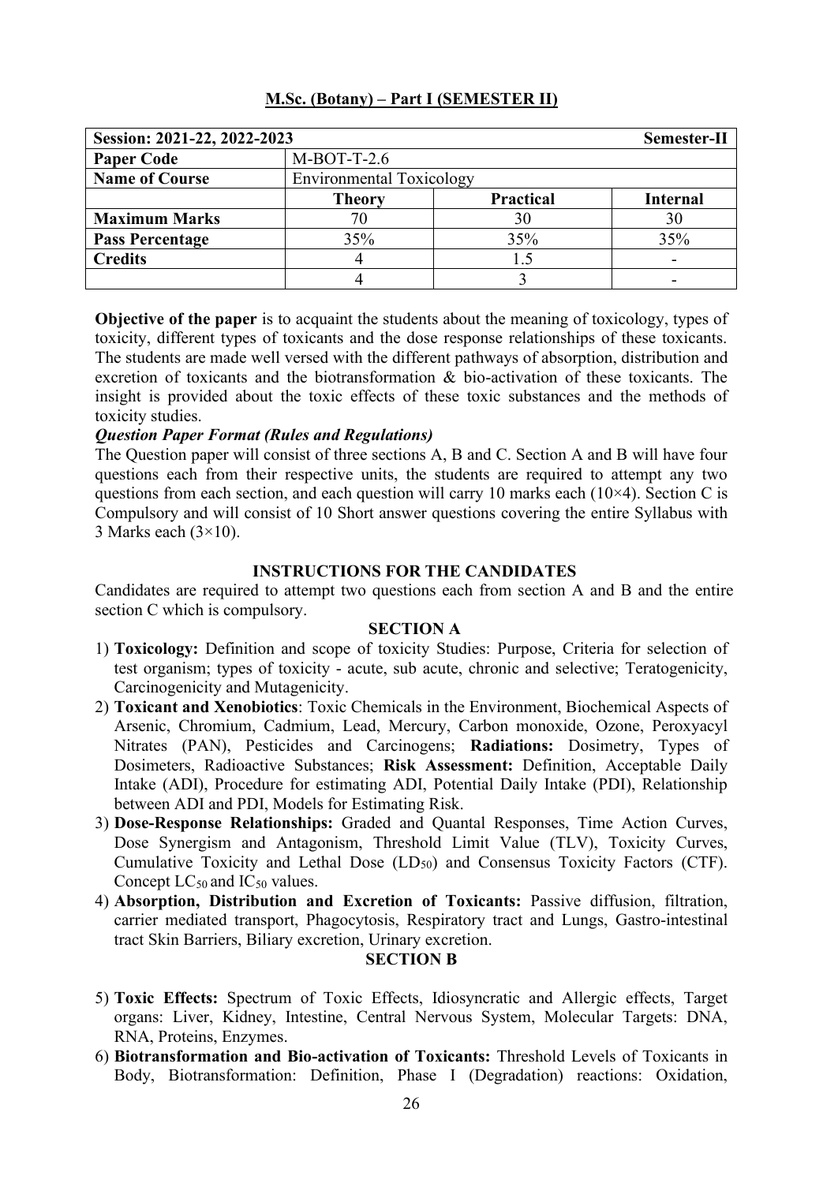## M.Sc. (Botany) – Part I (SEMESTER II)

| Session: 2021-22, 2022-2023 | | | Semester-II |
|---|---|---|---|
| **Paper Code** | M-BOT-T-2.6 | | |
| **Name of Course** | Environmental Toxicology | | |
| | **Theory** | **Practical** | **Internal** |
| **Maximum Marks** | 70 | 30 | 30 |
| **Pass Percentage** | 35% | 35% | 35% |
| **Credits** | 4 | 1.5 | - |
| | 4 | 3 | - |

**Objective of the paper** is to acquaint the students about the meaning of toxicology, types of toxicity, different types of toxicants and the dose response relationships of these toxicants. The students are made well versed with the different pathways of absorption, distribution and excretion of toxicants and the biotransformation & bio-activation of these toxicants. The insight is provided about the toxic effects of these toxic substances and the methods of toxicity studies.

***Question Paper Format (Rules and Regulations)***

The Question paper will consist of three sections A, B and C. Section A and B will have four questions each from their respective units, the students are required to attempt any two questions from each section, and each question will carry 10 marks each (10×4). Section C is Compulsory and will consist of 10 Short answer questions covering the entire Syllabus with 3 Marks each (3×10).

### INSTRUCTIONS FOR THE CANDIDATES

Candidates are required to attempt two questions each from section A and B and the entire section C which is compulsory.

### SECTION A

1) **Toxicology:** Definition and scope of toxicity Studies: Purpose, Criteria for selection of test organism; types of toxicity - acute, sub acute, chronic and selective; Teratogenicity, Carcinogenicity and Mutagenicity.
2) **Toxicant and Xenobiotics**: Toxic Chemicals in the Environment, Biochemical Aspects of Arsenic, Chromium, Cadmium, Lead, Mercury, Carbon monoxide, Ozone, Peroxyacyl Nitrates (PAN), Pesticides and Carcinogens; **Radiations:** Dosimetry, Types of Dosimeters, Radioactive Substances; **Risk Assessment:** Definition, Acceptable Daily Intake (ADI), Procedure for estimating ADI, Potential Daily Intake (PDI), Relationship between ADI and PDI, Models for Estimating Risk.
3) **Dose-Response Relationships:** Graded and Quantal Responses, Time Action Curves, Dose Synergism and Antagonism, Threshold Limit Value (TLV), Toxicity Curves, Cumulative Toxicity and Lethal Dose ($LD_{50}$) and Consensus Toxicity Factors (CTF). Concept $LC_{50}$ and $IC_{50}$ values.
4) **Absorption, Distribution and Excretion of Toxicants:** Passive diffusion, filtration, carrier mediated transport, Phagocytosis, Respiratory tract and Lungs, Gastro-intestinal tract Skin Barriers, Biliary excretion, Urinary excretion.

### SECTION B

5) **Toxic Effects:** Spectrum of Toxic Effects, Idiosyncratic and Allergic effects, Target organs: Liver, Kidney, Intestine, Central Nervous System, Molecular Targets: DNA, RNA, Proteins, Enzymes.
6) **Biotransformation and Bio-activation of Toxicants:** Threshold Levels of Toxicants in Body, Biotransformation: Definition, Phase I (Degradation) reactions: Oxidation,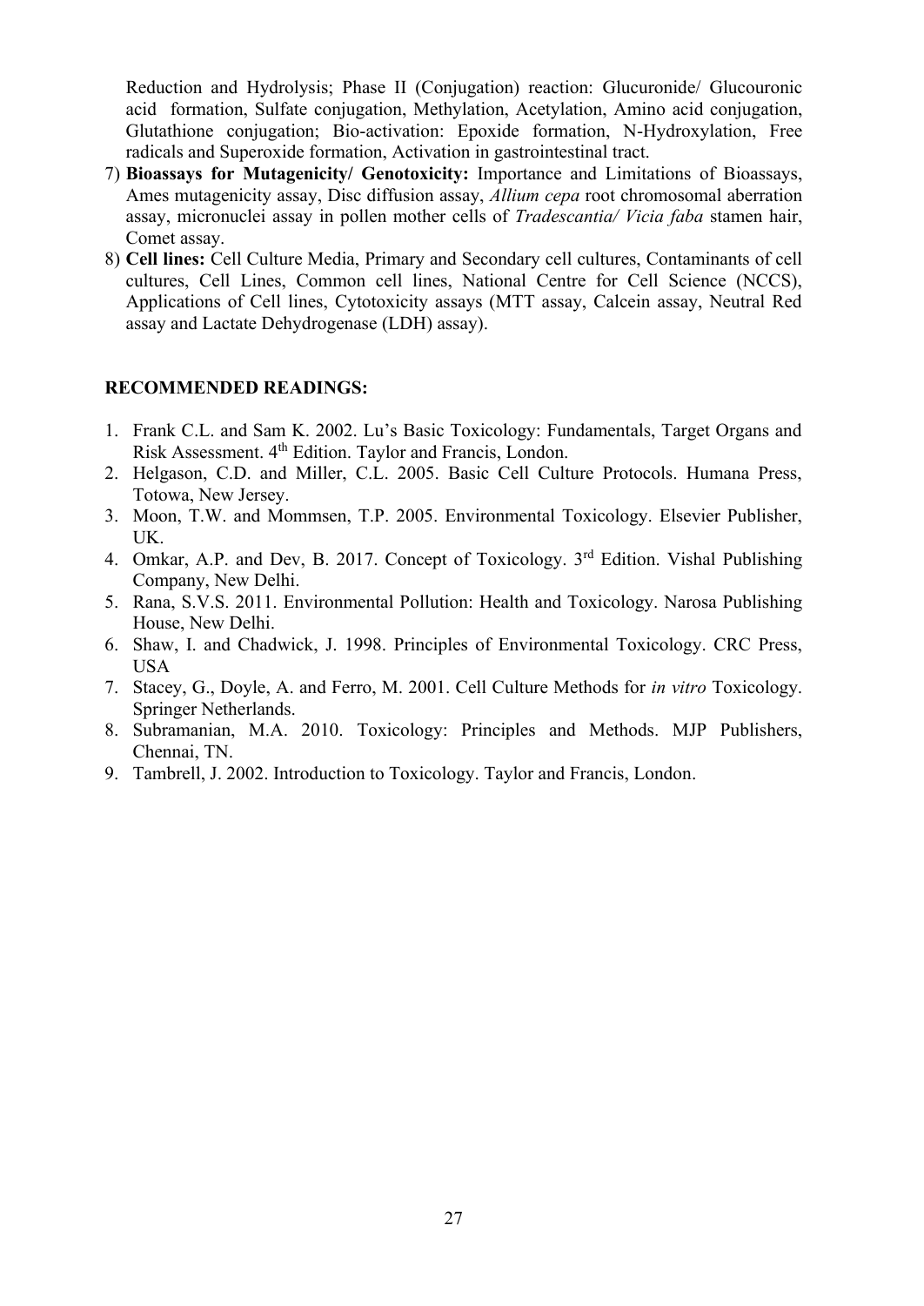Reduction and Hydrolysis; Phase II (Conjugation) reaction: Glucuronide/ Glucouronic acid formation, Sulfate conjugation, Methylation, Acetylation, Amino acid conjugation, Glutathione conjugation; Bio-activation: Epoxide formation, N-Hydroxylation, Free radicals and Superoxide formation, Activation in gastrointestinal tract.

7) **Bioassays for Mutagenicity/ Genotoxicity:** Importance and Limitations of Bioassays, Ames mutagenicity assay, Disc diffusion assay, *Allium cepa* root chromosomal aberration assay, micronuclei assay in pollen mother cells of *Tradescantia/ Vicia faba* stamen hair, Comet assay.
8) **Cell lines:** Cell Culture Media, Primary and Secondary cell cultures, Contaminants of cell cultures, Cell Lines, Common cell lines, National Centre for Cell Science (NCCS), Applications of Cell lines, Cytotoxicity assays (MTT assay, Calcein assay, Neutral Red assay and Lactate Dehydrogenase (LDH) assay).

**RECOMMENDED READINGS:**

1. Frank C.L. and Sam K. 2002. Lu's Basic Toxicology: Fundamentals, Target Organs and Risk Assessment. 4th Edition. Taylor and Francis, London.
2. Helgason, C.D. and Miller, C.L. 2005. Basic Cell Culture Protocols. Humana Press, Totowa, New Jersey.
3. Moon, T.W. and Mommsen, T.P. 2005. Environmental Toxicology. Elsevier Publisher, UK.
4. Omkar, A.P. and Dev, B. 2017. Concept of Toxicology. 3rd Edition. Vishal Publishing Company, New Delhi.
5. Rana, S.V.S. 2011. Environmental Pollution: Health and Toxicology. Narosa Publishing House, New Delhi.
6. Shaw, I. and Chadwick, J. 1998. Principles of Environmental Toxicology. CRC Press, USA
7. Stacey, G., Doyle, A. and Ferro, M. 2001. Cell Culture Methods for *in vitro* Toxicology. Springer Netherlands.
8. Subramanian, M.A. 2010. Toxicology: Principles and Methods. MJP Publishers, Chennai, TN.
9. Tambrell, J. 2002. Introduction to Toxicology. Taylor and Francis, London.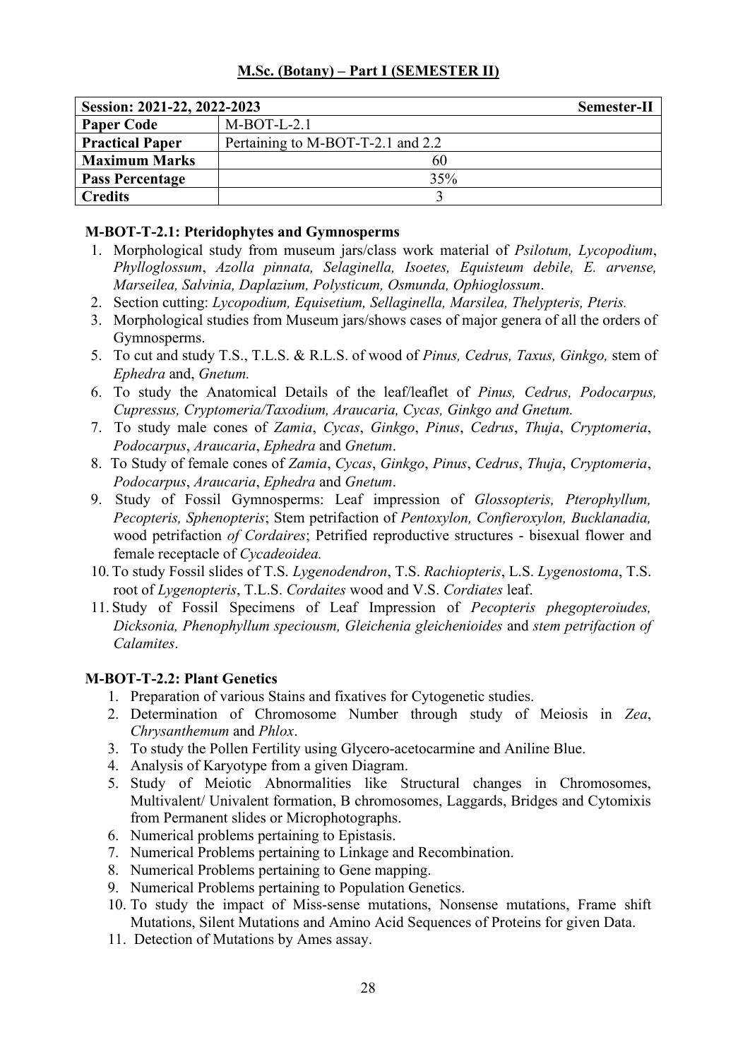## M.Sc. (Botany) – Part I (SEMESTER II)

| Session: 2021-22, 2022-2023 | Semester-II |
|---|---|
| **Paper Code** | M-BOT-L-2.1 |
| **Practical Paper** | Pertaining to M-BOT-T-2.1 and 2.2 |
| **Maximum Marks** | 60 |
| **Pass Percentage** | 35% |
| **Credits** | 3 |

### M-BOT-T-2.1: Pteridophytes and Gymnosperms

1. Morphological study from museum jars/class work material of *Psilotum, Lycopodium*, *Phylloglossum*, *Azolla pinnata, Selaginella, Isoetes, Equisteum debile, E. arvense, Marseilea, Salvinia, Daplazium, Polysticum, Osmunda, Ophioglossum*.
2. Section cutting: *Lycopodium, Equisetium, Sellaginella, Marsilea, Thelypteris, Pteris.*
3. Morphological studies from Museum jars/shows cases of major genera of all the orders of Gymnosperms.
5. To cut and study T.S., T.L.S. & R.L.S. of wood of *Pinus, Cedrus, Taxus, Ginkgo,* stem of *Ephedra* and, *Gnetum.*
6. To study the Anatomical Details of the leaf/leaflet of *Pinus, Cedrus, Podocarpus, Cupressus, Cryptomeria/Taxodium, Araucaria, Cycas, Ginkgo and Gnetum.*
7. To study male cones of *Zamia*, *Cycas*, *Ginkgo*, *Pinus*, *Cedrus*, *Thuja*, *Cryptomeria*, *Podocarpus*, *Araucaria*, *Ephedra* and *Gnetum*.
8. To Study of female cones of *Zamia*, *Cycas*, *Ginkgo*, *Pinus*, *Cedrus*, *Thuja*, *Cryptomeria*, *Podocarpus*, *Araucaria*, *Ephedra* and *Gnetum*.
9. Study of Fossil Gymnosperms: Leaf impression of *Glossopteris, Pterophyllum, Pecopteris, Sphenopteris*; Stem petrifaction of *Pentoxylon, Confieroxylon, Bucklanadia,* wood petrifaction *of Cordaires*; Petrified reproductive structures - bisexual flower and female receptacle of *Cycadeoidea.*
10. To study Fossil slides of T.S. *Lygenodendron*, T.S. *Rachiopteris*, L.S. *Lygenostoma*, T.S. root of *Lygenopteris*, T.L.S. *Cordaites* wood and V.S. *Cordiates* leaf.
11. Study of Fossil Specimens of Leaf Impression of *Pecopteris phegopteroiudes, Dicksonia, Phenophyllum speciousm, Gleichenia gleichenioides* and *stem petrifaction of Calamites*.

### M-BOT-T-2.2: Plant Genetics

1. Preparation of various Stains and fixatives for Cytogenetic studies.
2. Determination of Chromosome Number through study of Meiosis in *Zea*, *Chrysanthemum* and *Phlox*.
3. To study the Pollen Fertility using Glycero-acetocarmine and Aniline Blue.
4. Analysis of Karyotype from a given Diagram.
5. Study of Meiotic Abnormalities like Structural changes in Chromosomes, Multivalent/ Univalent formation, B chromosomes, Laggards, Bridges and Cytomixis from Permanent slides or Microphotographs.
6. Numerical problems pertaining to Epistasis.
7. Numerical Problems pertaining to Linkage and Recombination.
8. Numerical Problems pertaining to Gene mapping.
9. Numerical Problems pertaining to Population Genetics.
10. To study the impact of Miss-sense mutations, Nonsense mutations, Frame shift Mutations, Silent Mutations and Amino Acid Sequences of Proteins for given Data.
11. Detection of Mutations by Ames assay.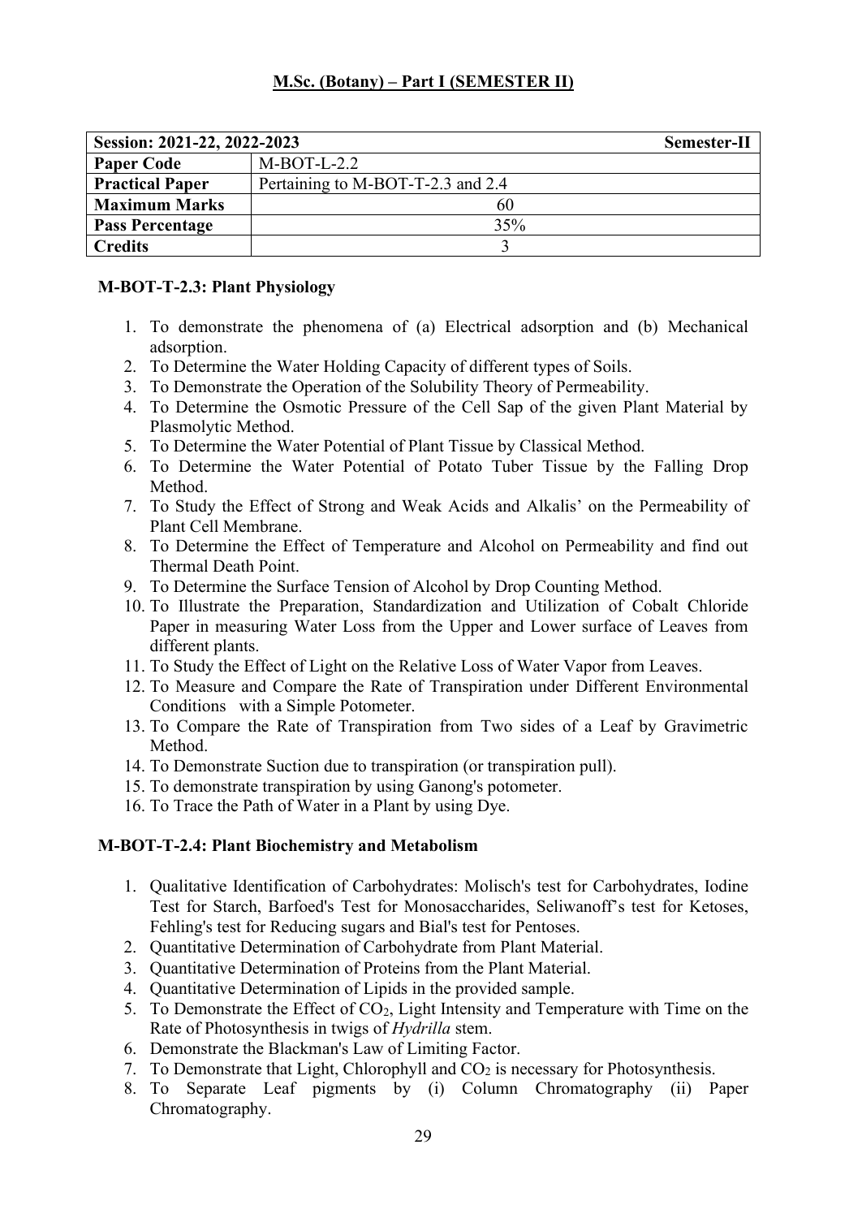## M.Sc. (Botany) – Part I (SEMESTER II)

| Session: 2021-22, 2022-2023 | Semester-II |
|---|---|
| **Paper Code** | M-BOT-L-2.2 |
| **Practical Paper** | Pertaining to M-BOT-T-2.3 and 2.4 |
| **Maximum Marks** | 60 |
| **Pass Percentage** | 35% |
| **Credits** | 3 |

### M-BOT-T-2.3: Plant Physiology

1. To demonstrate the phenomena of (a) Electrical adsorption and (b) Mechanical adsorption.
2. To Determine the Water Holding Capacity of different types of Soils.
3. To Demonstrate the Operation of the Solubility Theory of Permeability.
4. To Determine the Osmotic Pressure of the Cell Sap of the given Plant Material by Plasmolytic Method.
5. To Determine the Water Potential of Plant Tissue by Classical Method.
6. To Determine the Water Potential of Potato Tuber Tissue by the Falling Drop Method.
7. To Study the Effect of Strong and Weak Acids and Alkalis' on the Permeability of Plant Cell Membrane.
8. To Determine the Effect of Temperature and Alcohol on Permeability and find out Thermal Death Point.
9. To Determine the Surface Tension of Alcohol by Drop Counting Method.
10. To Illustrate the Preparation, Standardization and Utilization of Cobalt Chloride Paper in measuring Water Loss from the Upper and Lower surface of Leaves from different plants.
11. To Study the Effect of Light on the Relative Loss of Water Vapor from Leaves.
12. To Measure and Compare the Rate of Transpiration under Different Environmental Conditions with a Simple Potometer.
13. To Compare the Rate of Transpiration from Two sides of a Leaf by Gravimetric Method.
14. To Demonstrate Suction due to transpiration (or transpiration pull).
15. To demonstrate transpiration by using Ganong's potometer.
16. To Trace the Path of Water in a Plant by using Dye.

### M-BOT-T-2.4: Plant Biochemistry and Metabolism

1. Qualitative Identification of Carbohydrates: Molisch's test for Carbohydrates, Iodine Test for Starch, Barfoed's Test for Monosaccharides, Seliwanoff's test for Ketoses, Fehling's test for Reducing sugars and Bial's test for Pentoses.
2. Quantitative Determination of Carbohydrate from Plant Material.
3. Quantitative Determination of Proteins from the Plant Material.
4. Quantitative Determination of Lipids in the provided sample.
5. To Demonstrate the Effect of $CO_2$, Light Intensity and Temperature with Time on the Rate of Photosynthesis in twigs of *Hydrilla* stem.
6. Demonstrate the Blackman's Law of Limiting Factor.
7. To Demonstrate that Light, Chlorophyll and $CO_2$ is necessary for Photosynthesis.
8. To Separate Leaf pigments by (i) Column Chromatography (ii) Paper Chromatography.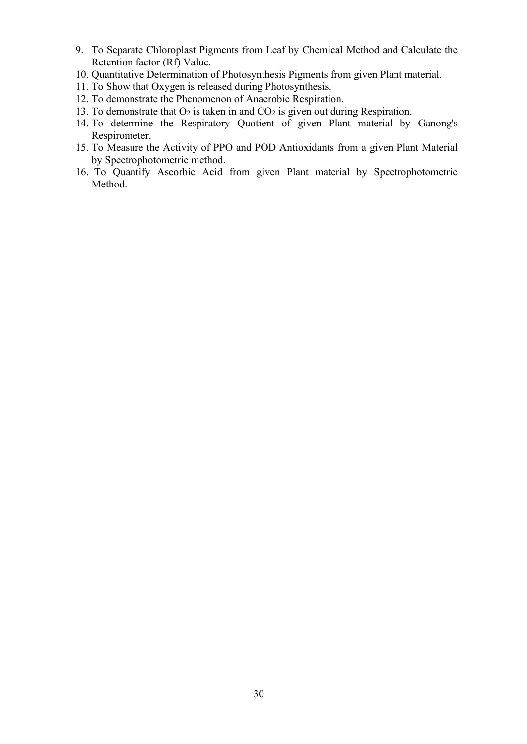9. To Separate Chloroplast Pigments from Leaf by Chemical Method and Calculate the Retention factor (Rf) Value.
10. Quantitative Determination of Photosynthesis Pigments from given Plant material.
11. To Show that Oxygen is released during Photosynthesis.
12. To demonstrate the Phenomenon of Anaerobic Respiration.
13. To demonstrate that $O_2$ is taken in and $CO_2$ is given out during Respiration.
14. To determine the Respiratory Quotient of given Plant material by Ganong's Respirometer.
15. To Measure the Activity of PPO and POD Antioxidants from a given Plant Material by Spectrophotometric method.
16. To Quantify Ascorbic Acid from given Plant material by Spectrophotometric Method.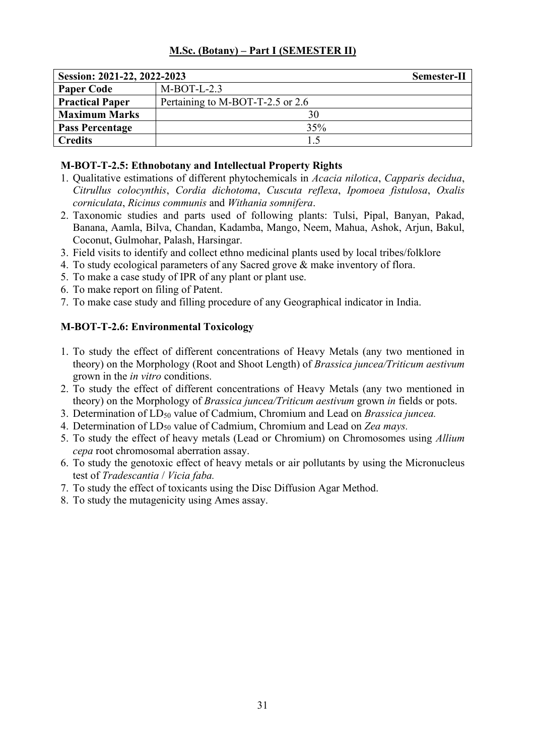## M.Sc. (Botany) – Part I (SEMESTER II)

| Session: 2021-22, 2022-2023 | Semester-II |
|---|---|
| **Paper Code** | M-BOT-L-2.3 |
| **Practical Paper** | Pertaining to M-BOT-T-2.5 or 2.6 |
| **Maximum Marks** | 30 |
| **Pass Percentage** | 35% |
| **Credits** | 1.5 |

### M-BOT-T-2.5: Ethnobotany and Intellectual Property Rights

1. Qualitative estimations of different phytochemicals in *Acacia nilotica*, *Capparis decidua*, *Citrullus colocynthis*, *Cordia dichotoma*, *Cuscuta reflexa*, *Ipomoea fistulosa*, *Oxalis corniculata*, *Ricinus communis* and *Withania somnifera*.
2. Taxonomic studies and parts used of following plants: Tulsi, Pipal, Banyan, Pakad, Banana, Aamla, Bilva, Chandan, Kadamba, Mango, Neem, Mahua, Ashok, Arjun, Bakul, Coconut, Gulmohar, Palash, Harsingar.
3. Field visits to identify and collect ethno medicinal plants used by local tribes/folklore
4. To study ecological parameters of any Sacred grove & make inventory of flora.
5. To make a case study of IPR of any plant or plant use.
6. To make report on filing of Patent.
7. To make case study and filling procedure of any Geographical indicator in India.

### M-BOT-T-2.6: Environmental Toxicology

1. To study the effect of different concentrations of Heavy Metals (any two mentioned in theory) on the Morphology (Root and Shoot Length) of *Brassica juncea/Triticum aestivum* grown in the *in vitro* conditions.
2. To study the effect of different concentrations of Heavy Metals (any two mentioned in theory) on the Morphology of *Brassica juncea/Triticum aestivum* grown *in* fields or pots.
3. Determination of $LD_{50}$ value of Cadmium, Chromium and Lead on *Brassica juncea.*
4. Determination of $LD_{50}$ value of Cadmium, Chromium and Lead on *Zea mays.*
5. To study the effect of heavy metals (Lead or Chromium) on Chromosomes using *Allium cepa* root chromosomal aberration assay.
6. To study the genotoxic effect of heavy metals or air pollutants by using the Micronucleus test of *Tradescantia* / *Vicia faba.*
7. To study the effect of toxicants using the Disc Diffusion Agar Method.
8. To study the mutagenicity using Ames assay.